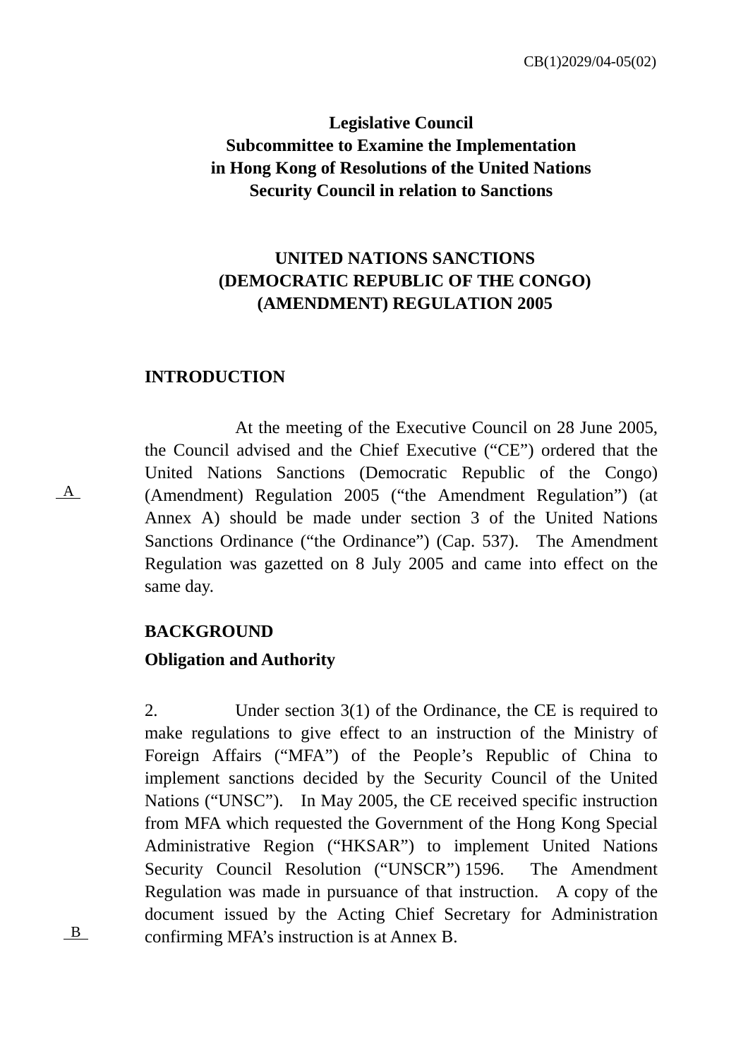CB(1)2029/04-05(02)

**Legislative Council**
**Subcommittee to Examine the Implementation in Hong Kong of Resolutions of the United Nations Security Council in relation to Sanctions**

**UNITED NATIONS SANCTIONS (DEMOCRATIC REPUBLIC OF THE CONGO) (AMENDMENT) REGULATION 2005**

## INTRODUCTION

At the meeting of the Executive Council on 28 June 2005, the Council advised and the Chief Executive ("CE") ordered that the United Nations Sanctions (Democratic Republic of the Congo) (Amendment) Regulation 2005 ("the Amendment Regulation") (at Annex A) should be made under section 3 of the United Nations Sanctions Ordinance ("the Ordinance") (Cap. 537). The Amendment Regulation was gazetted on 8 July 2005 and came into effect on the same day.

A

## BACKGROUND

### Obligation and Authority

2. Under section 3(1) of the Ordinance, the CE is required to make regulations to give effect to an instruction of the Ministry of Foreign Affairs ("MFA") of the People's Republic of China to implement sanctions decided by the Security Council of the United Nations ("UNSC"). In May 2005, the CE received specific instruction from MFA which requested the Government of the Hong Kong Special Administrative Region ("HKSAR") to implement United Nations Security Council Resolution ("UNSCR") 1596. The Amendment Regulation was made in pursuance of that instruction. A copy of the document issued by the Acting Chief Secretary for Administration confirming MFA's instruction is at Annex B.

B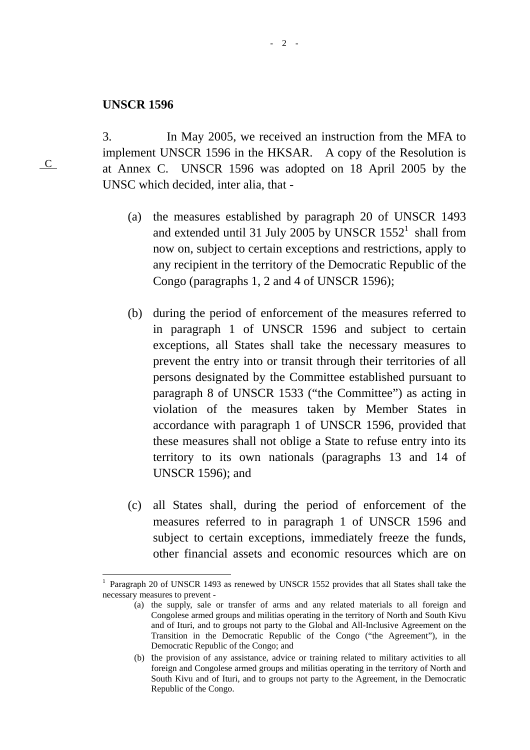**UNSCR 1596**

C

3. In May 2005, we received an instruction from the MFA to implement UNSCR 1596 in the HKSAR. A copy of the Resolution is at Annex C. UNSCR 1596 was adopted on 18 April 2005 by the UNSC which decided, inter alia, that -

(a) the measures established by paragraph 20 of UNSCR 1493 and extended until 31 July 2005 by UNSCR 1552[1] shall from now on, subject to certain exceptions and restrictions, apply to any recipient in the territory of the Democratic Republic of the Congo (paragraphs 1, 2 and 4 of UNSCR 1596);

(b) during the period of enforcement of the measures referred to in paragraph 1 of UNSCR 1596 and subject to certain exceptions, all States shall take the necessary measures to prevent the entry into or transit through their territories of all persons designated by the Committee established pursuant to paragraph 8 of UNSCR 1533 ("the Committee") as acting in violation of the measures taken by Member States in accordance with paragraph 1 of UNSCR 1596, provided that these measures shall not oblige a State to refuse entry into its territory to its own nationals (paragraphs 13 and 14 of UNSCR 1596); and

(c) all States shall, during the period of enforcement of the measures referred to in paragraph 1 of UNSCR 1596 and subject to certain exceptions, immediately freeze the funds, other financial assets and economic resources which are on

---

[1] Paragraph 20 of UNSCR 1493 as renewed by UNSCR 1552 provides that all States shall take the necessary measures to prevent -

(a) the supply, sale or transfer of arms and any related materials to all foreign and Congolese armed groups and militias operating in the territory of North and South Kivu and of Ituri, and to groups not party to the Global and All-Inclusive Agreement on the Transition in the Democratic Republic of the Congo ("the Agreement"), in the Democratic Republic of the Congo; and

(b) the provision of any assistance, advice or training related to military activities to all foreign and Congolese armed groups and militias operating in the territory of North and South Kivu and of Ituri, and to groups not party to the Agreement, in the Democratic Republic of the Congo.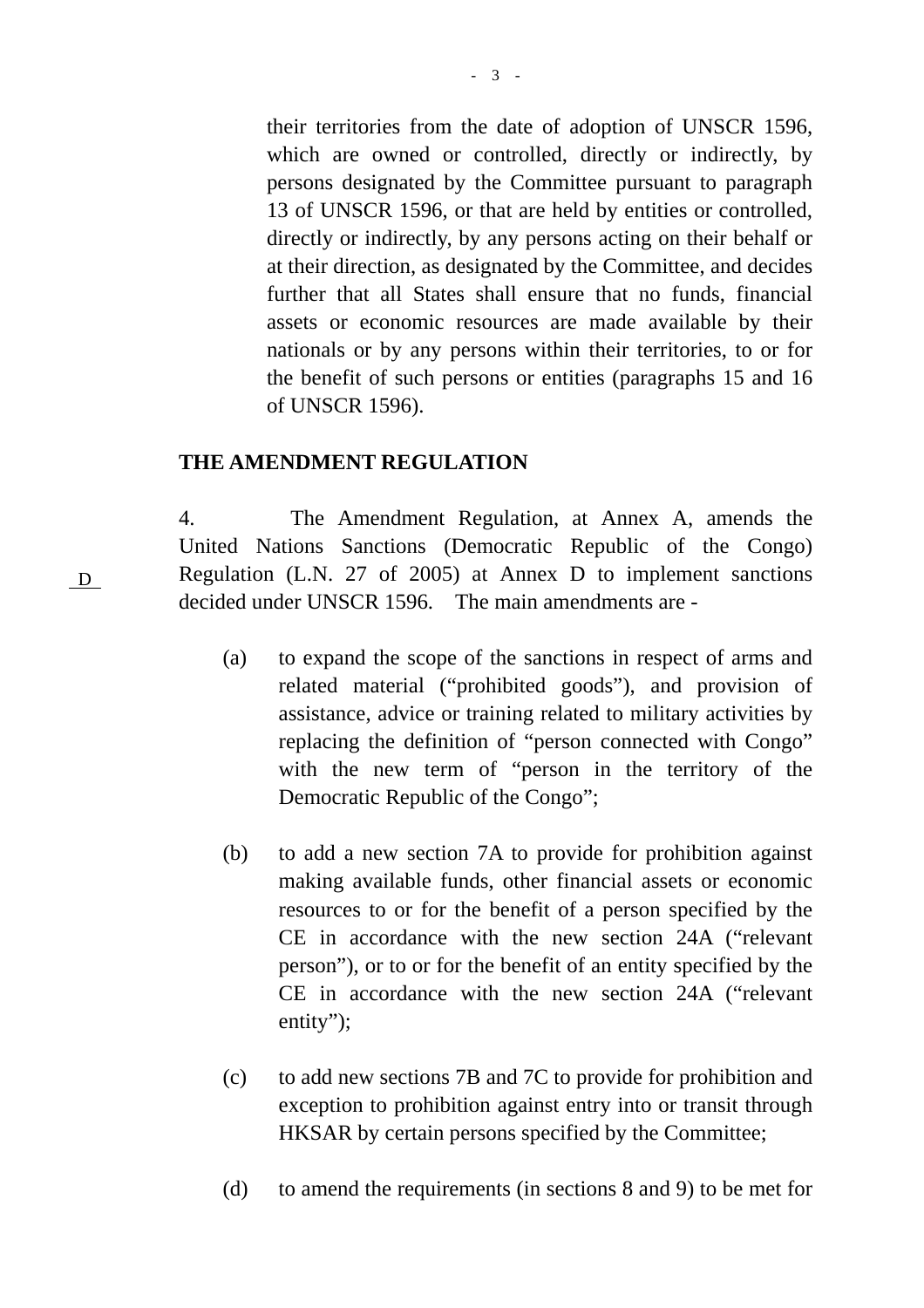their territories from the date of adoption of UNSCR 1596, which are owned or controlled, directly or indirectly, by persons designated by the Committee pursuant to paragraph 13 of UNSCR 1596, or that are held by entities or controlled, directly or indirectly, by any persons acting on their behalf or at their direction, as designated by the Committee, and decides further that all States shall ensure that no funds, financial assets or economic resources are made available by their nationals or by any persons within their territories, to or for the benefit of such persons or entities (paragraphs 15 and 16 of UNSCR 1596).

## THE AMENDMENT REGULATION

4. The Amendment Regulation, at Annex A, amends the United Nations Sanctions (Democratic Republic of the Congo) Regulation (L.N. 27 of 2005) at Annex D to implement sanctions decided under UNSCR 1596. The main amendments are -

D

(a) to expand the scope of the sanctions in respect of arms and related material ("prohibited goods"), and provision of assistance, advice or training related to military activities by replacing the definition of "person connected with Congo" with the new term of "person in the territory of the Democratic Republic of the Congo";

(b) to add a new section 7A to provide for prohibition against making available funds, other financial assets or economic resources to or for the benefit of a person specified by the CE in accordance with the new section 24A ("relevant person"), or to or for the benefit of an entity specified by the CE in accordance with the new section 24A ("relevant entity");

(c) to add new sections 7B and 7C to provide for prohibition and exception to prohibition against entry into or transit through HKSAR by certain persons specified by the Committee;

(d) to amend the requirements (in sections 8 and 9) to be met for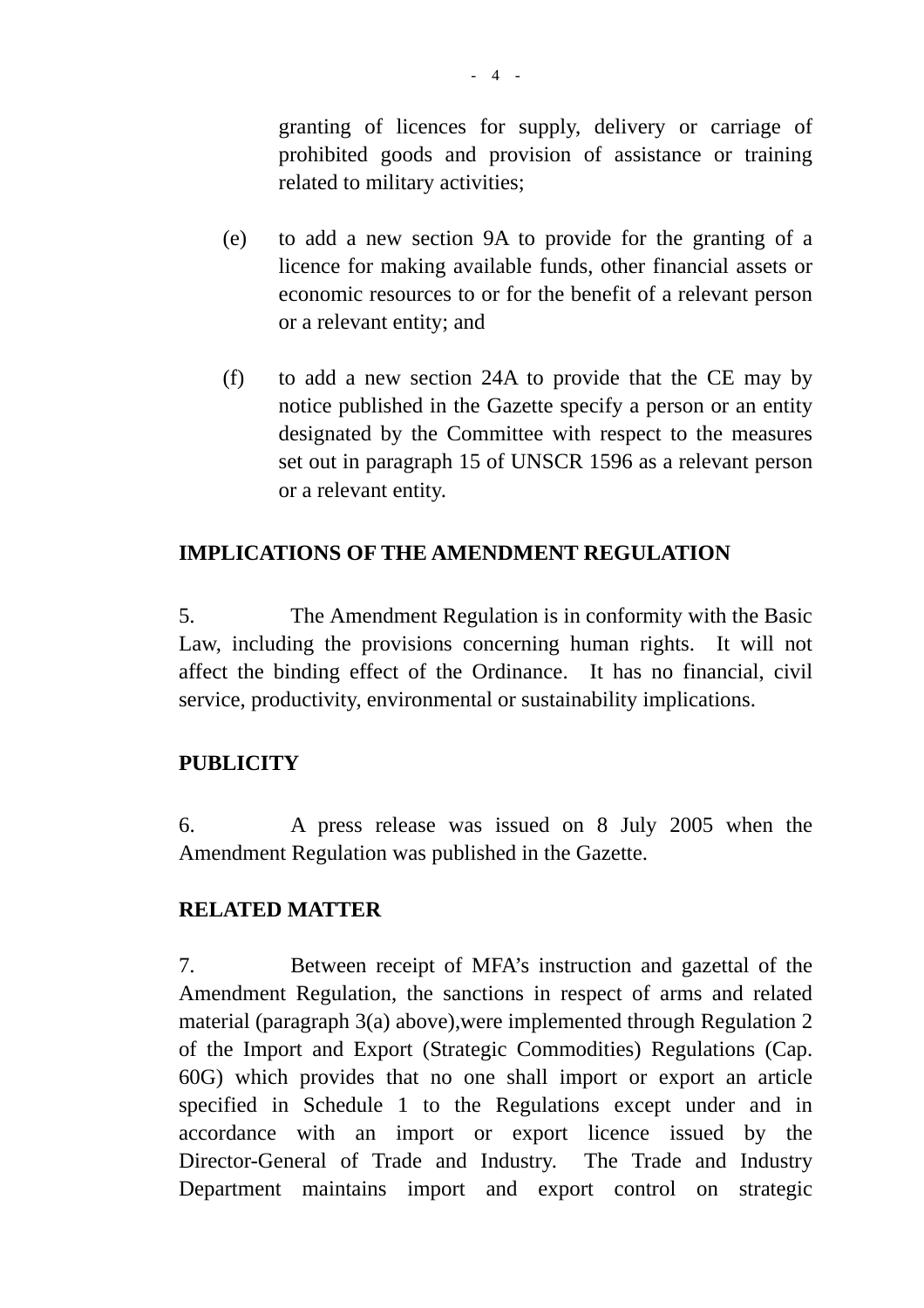granting of licences for supply, delivery or carriage of prohibited goods and provision of assistance or training related to military activities;

(e) to add a new section 9A to provide for the granting of a licence for making available funds, other financial assets or economic resources to or for the benefit of a relevant person or a relevant entity; and

(f) to add a new section 24A to provide that the CE may by notice published in the Gazette specify a person or an entity designated by the Committee with respect to the measures set out in paragraph 15 of UNSCR 1596 as a relevant person or a relevant entity.

**IMPLICATIONS OF THE AMENDMENT REGULATION**

5. The Amendment Regulation is in conformity with the Basic Law, including the provisions concerning human rights. It will not affect the binding effect of the Ordinance. It has no financial, civil service, productivity, environmental or sustainability implications.

**PUBLICITY**

6. A press release was issued on 8 July 2005 when the Amendment Regulation was published in the Gazette.

**RELATED MATTER**

7. Between receipt of MFA's instruction and gazettal of the Amendment Regulation, the sanctions in respect of arms and related material (paragraph 3(a) above),were implemented through Regulation 2 of the Import and Export (Strategic Commodities) Regulations (Cap. 60G) which provides that no one shall import or export an article specified in Schedule 1 to the Regulations except under and in accordance with an import or export licence issued by the Director-General of Trade and Industry. The Trade and Industry Department maintains import and export control on strategic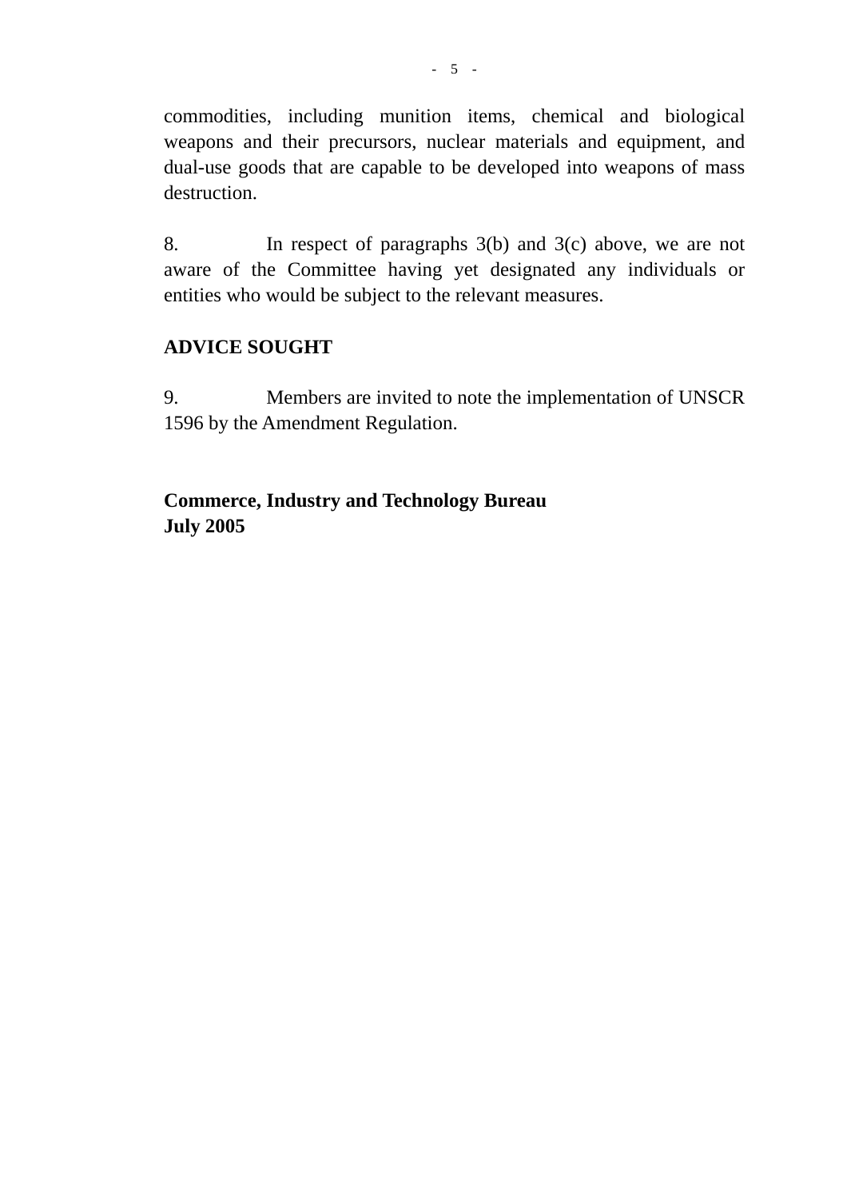commodities, including munition items, chemical and biological weapons and their precursors, nuclear materials and equipment, and dual-use goods that are capable to be developed into weapons of mass destruction.

8. In respect of paragraphs 3(b) and 3(c) above, we are not aware of the Committee having yet designated any individuals or entities who would be subject to the relevant measures.

**ADVICE SOUGHT**

9. Members are invited to note the implementation of UNSCR 1596 by the Amendment Regulation.

**Commerce, Industry and Technology Bureau**
**July 2005**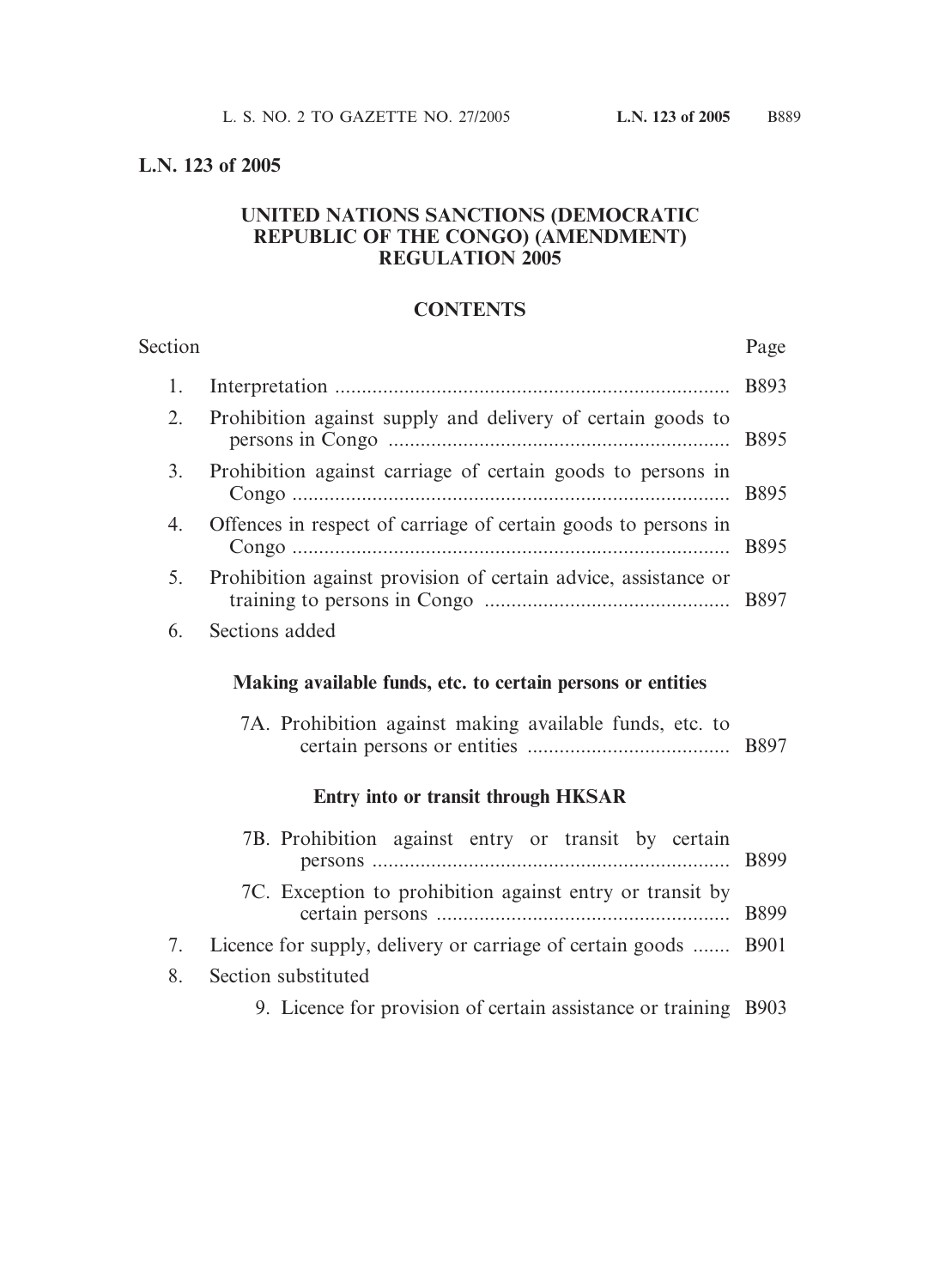**L.N. 123 of 2005**

## UNITED NATIONS SANCTIONS (DEMOCRATIC REPUBLIC OF THE CONGO) (AMENDMENT) REGULATION 2005

### CONTENTS

| Section | | Page |
|---|---|---|
| 1. | Interpretation | B893 |
| 2. | Prohibition against supply and delivery of certain goods to persons in Congo | B895 |
| 3. | Prohibition against carriage of certain goods to persons in Congo | B895 |
| 4. | Offences in respect of carriage of certain goods to persons in Congo | B895 |
| 5. | Prohibition against provision of certain advice, assistance or training to persons in Congo | B897 |
| 6. | Sections added | |
| | **Making available funds, etc. to certain persons or entities** | |
| | 7A. Prohibition against making available funds, etc. to certain persons or entities | B897 |
| | **Entry into or transit through HKSAR** | |
| | 7B. Prohibition against entry or transit by certain persons | B899 |
| | 7C. Exception to prohibition against entry or transit by certain persons | B899 |
| 7. | Licence for supply, delivery or carriage of certain goods | B901 |
| 8. | Section substituted | |
| | 9. Licence for provision of certain assistance or training | B903 |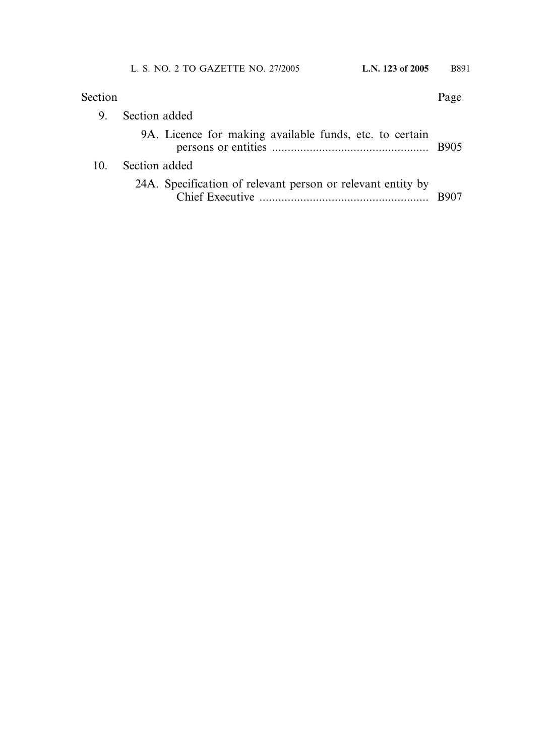| Section | | Page |
|---|---|---|
| 9. | Section added | |
| | 9A. Licence for making available funds, etc. to certain persons or entities | B905 |
| 10. | Section added | |
| | 24A. Specification of relevant person or relevant entity by Chief Executive | B907 |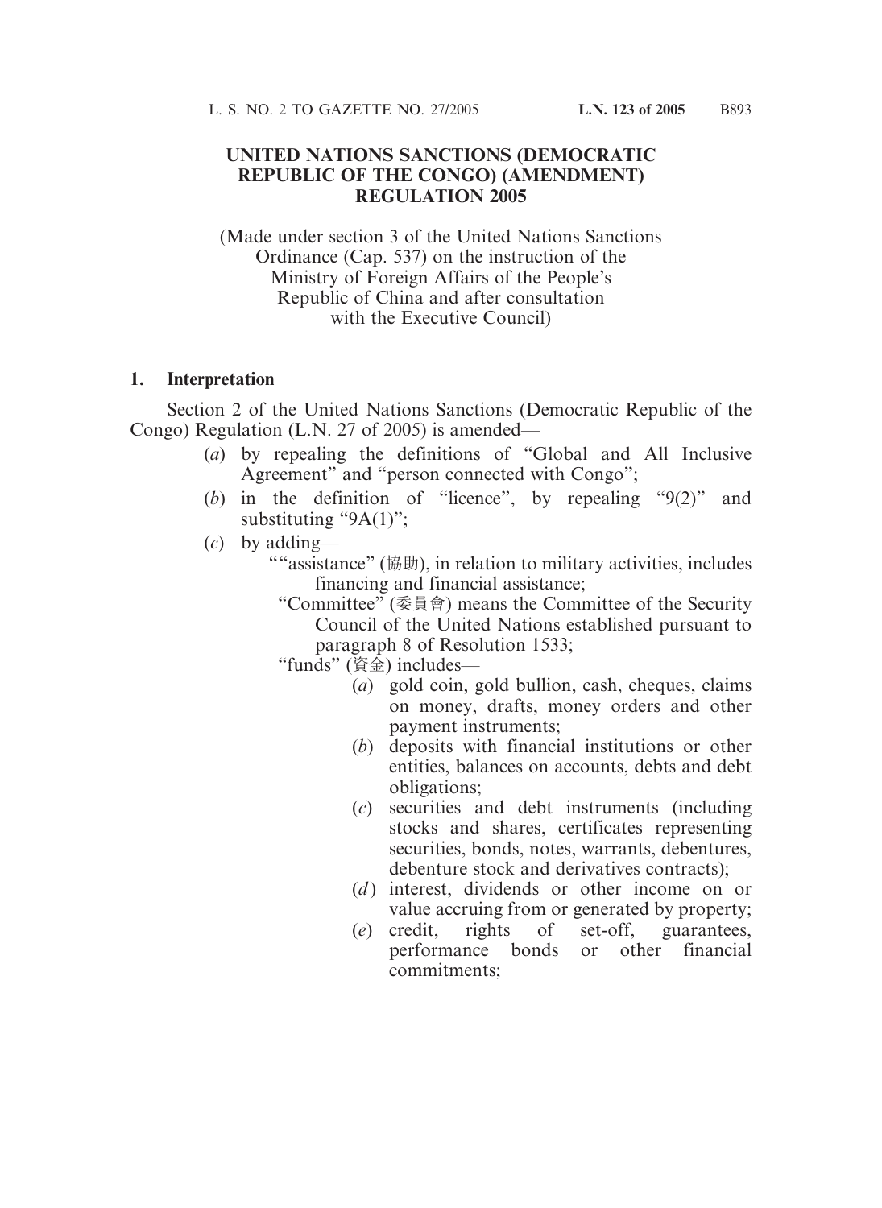# UNITED NATIONS SANCTIONS (DEMOCRATIC REPUBLIC OF THE CONGO) (AMENDMENT) REGULATION 2005

(Made under section 3 of the United Nations Sanctions Ordinance (Cap. 537) on the instruction of the Ministry of Foreign Affairs of the People's Republic of China and after consultation with the Executive Council)

### 1. Interpretation

Section 2 of the United Nations Sanctions (Democratic Republic of the Congo) Regulation (L.N. 27 of 2005) is amended—

(*a*) by repealing the definitions of "Global and All Inclusive Agreement" and "person connected with Congo";

(*b*) in the definition of "licence", by repealing "9(2)" and substituting "9A(1)";

(*c*) by adding—

""assistance" (協助), in relation to military activities, includes financing and financial assistance;

"Committee" (委員會) means the Committee of the Security Council of the United Nations established pursuant to paragraph 8 of Resolution 1533;

"funds" (資金) includes—

(*a*) gold coin, gold bullion, cash, cheques, claims on money, drafts, money orders and other payment instruments;

(*b*) deposits with financial institutions or other entities, balances on accounts, debts and debt obligations;

(*c*) securities and debt instruments (including stocks and shares, certificates representing securities, bonds, notes, warrants, debentures, debenture stock and derivatives contracts);

(*d*) interest, dividends or other income on or value accruing from or generated by property;

(*e*) credit, rights of set-off, guarantees, performance bonds or other financial commitments;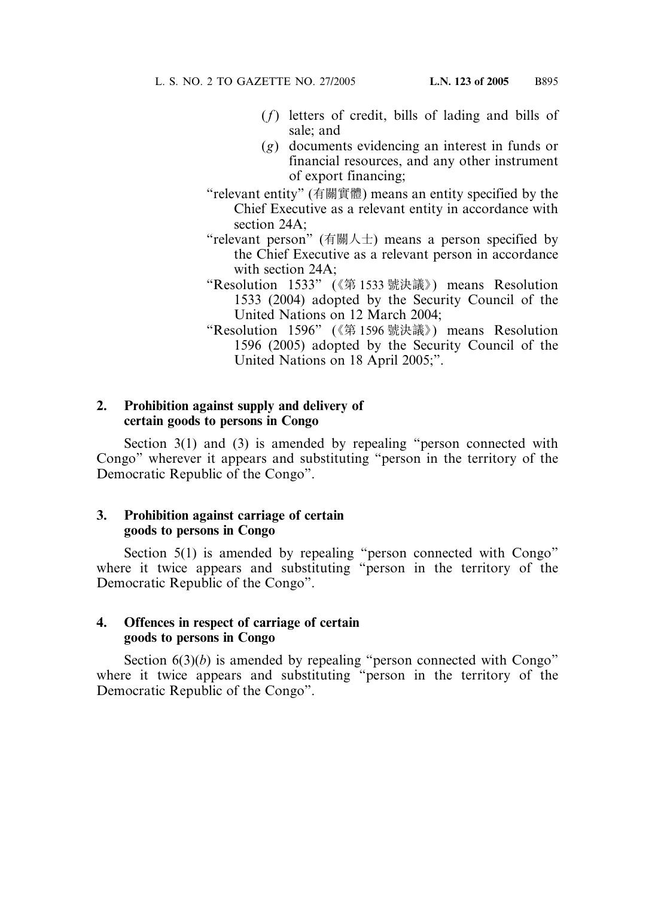(*f*) letters of credit, bills of lading and bills of sale; and

(*g*) documents evidencing an interest in funds or financial resources, and any other instrument of export financing;

"relevant entity" (有關實體) means an entity specified by the Chief Executive as a relevant entity in accordance with section 24A;

"relevant person" (有關人士) means a person specified by the Chief Executive as a relevant person in accordance with section 24A;

"Resolution 1533" (《第 1533 號決議》) means Resolution 1533 (2004) adopted by the Security Council of the United Nations on 12 March 2004;

"Resolution 1596" (《第 1596 號決議》) means Resolution 1596 (2005) adopted by the Security Council of the United Nations on 18 April 2005;".

**2. Prohibition against supply and delivery of certain goods to persons in Congo**

Section 3(1) and (3) is amended by repealing "person connected with Congo" wherever it appears and substituting "person in the territory of the Democratic Republic of the Congo".

**3. Prohibition against carriage of certain goods to persons in Congo**

Section 5(1) is amended by repealing "person connected with Congo" where it twice appears and substituting "person in the territory of the Democratic Republic of the Congo".

**4. Offences in respect of carriage of certain goods to persons in Congo**

Section 6(3)(*b*) is amended by repealing "person connected with Congo" where it twice appears and substituting "person in the territory of the Democratic Republic of the Congo".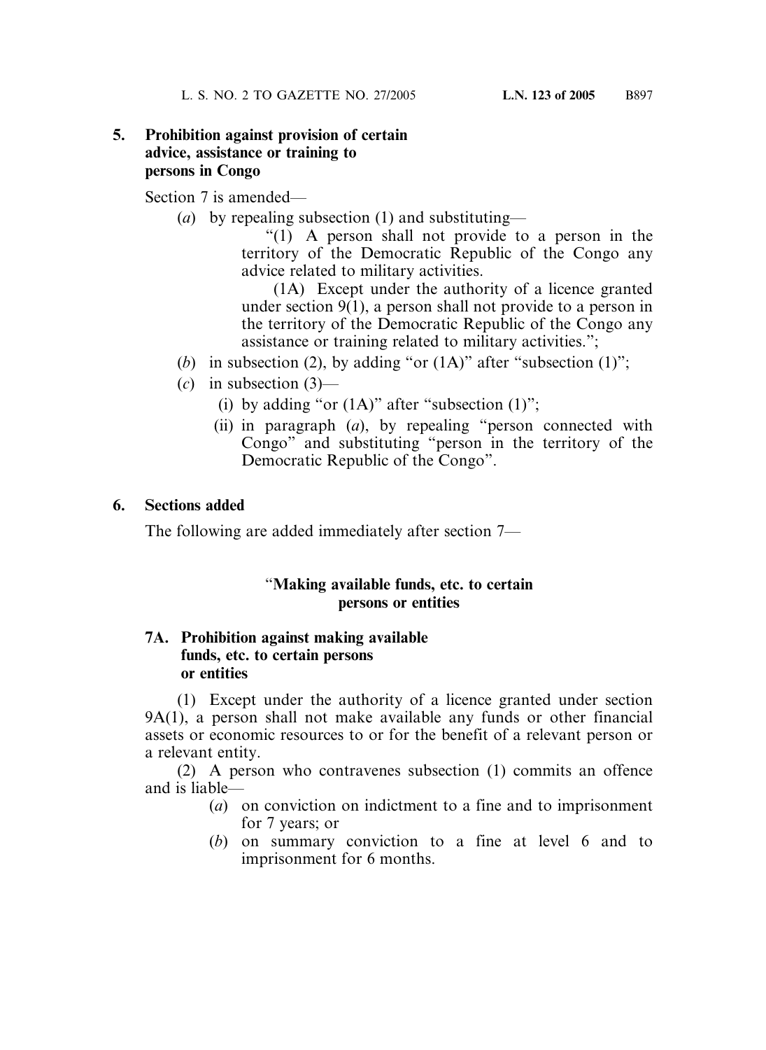**5. Prohibition against provision of certain advice, assistance or training to persons in Congo**

Section 7 is amended—

(*a*) by repealing subsection (1) and substituting—

"(1) A person shall not provide to a person in the territory of the Democratic Republic of the Congo any advice related to military activities.

(1A) Except under the authority of a licence granted under section 9(1), a person shall not provide to a person in the territory of the Democratic Republic of the Congo any assistance or training related to military activities.";

(*b*) in subsection (2), by adding "or (1A)" after "subsection (1)";

(*c*) in subsection (3)—

(i) by adding "or (1A)" after "subsection (1)";

(ii) in paragraph (*a*), by repealing "person connected with Congo" and substituting "person in the territory of the Democratic Republic of the Congo".

**6. Sections added**

The following are added immediately after section 7—

"**Making available funds, etc. to certain persons or entities**

**7A. Prohibition against making available funds, etc. to certain persons or entities**

(1) Except under the authority of a licence granted under section 9A(1), a person shall not make available any funds or other financial assets or economic resources to or for the benefit of a relevant person or a relevant entity.

(2) A person who contravenes subsection (1) commits an offence and is liable—

(*a*) on conviction on indictment to a fine and to imprisonment for 7 years; or

(*b*) on summary conviction to a fine at level 6 and to imprisonment for 6 months.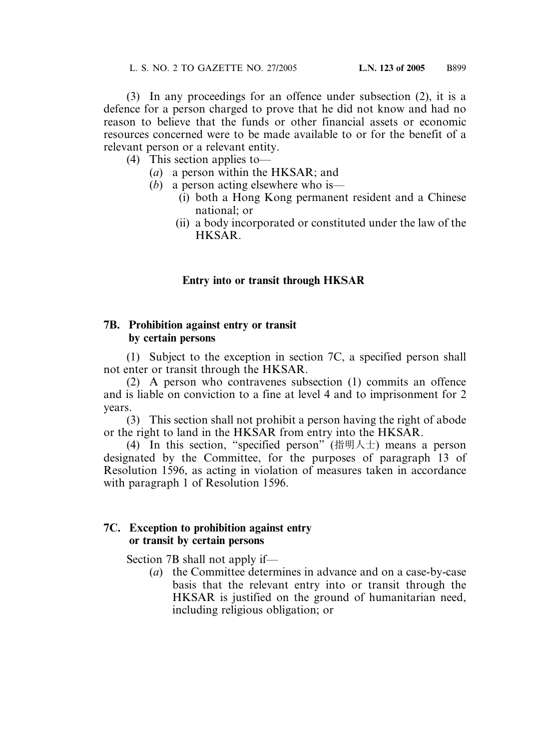(3) In any proceedings for an offence under subsection (2), it is a defence for a person charged to prove that he did not know and had no reason to believe that the funds or other financial assets or economic resources concerned were to be made available to or for the benefit of a relevant person or a relevant entity.

(4) This section applies to—

(*a*) a person within the HKSAR; and

(*b*) a person acting elsewhere who is—

(i) both a Hong Kong permanent resident and a Chinese national; or

(ii) a body incorporated or constituted under the law of the HKSAR.

**Entry into or transit through HKSAR**

**7B. Prohibition against entry or transit by certain persons**

(1) Subject to the exception in section 7C, a specified person shall not enter or transit through the HKSAR.

(2) A person who contravenes subsection (1) commits an offence and is liable on conviction to a fine at level 4 and to imprisonment for 2 years.

(3) This section shall not prohibit a person having the right of abode or the right to land in the HKSAR from entry into the HKSAR.

(4) In this section, "specified person" (指明人士) means a person designated by the Committee, for the purposes of paragraph 13 of Resolution 1596, as acting in violation of measures taken in accordance with paragraph 1 of Resolution 1596.

**7C. Exception to prohibition against entry or transit by certain persons**

Section 7B shall not apply if—

(*a*) the Committee determines in advance and on a case-by-case basis that the relevant entry into or transit through the HKSAR is justified on the ground of humanitarian need, including religious obligation; or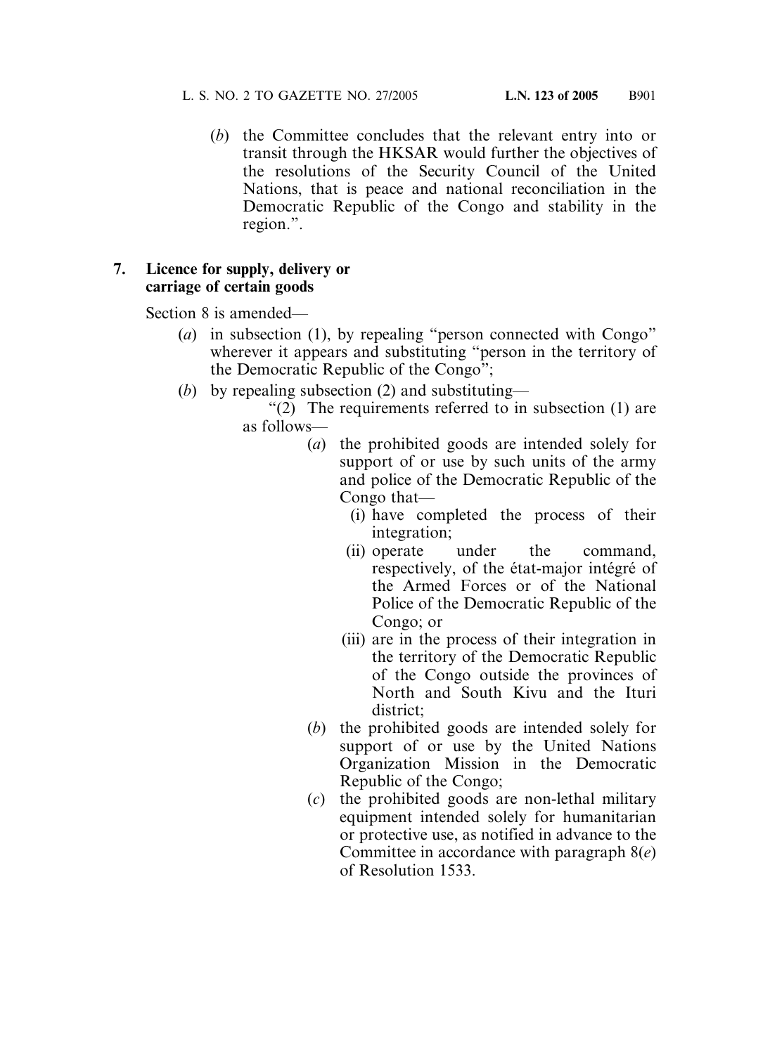(*b*) the Committee concludes that the relevant entry into or transit through the HKSAR would further the objectives of the resolutions of the Security Council of the United Nations, that is peace and national reconciliation in the Democratic Republic of the Congo and stability in the region.".

### 7. Licence for supply, delivery or carriage of certain goods

Section 8 is amended—

(*a*) in subsection (1), by repealing "person connected with Congo" wherever it appears and substituting "person in the territory of the Democratic Republic of the Congo";

(*b*) by repealing subsection (2) and substituting—

"(2) The requirements referred to in subsection (1) are as follows—

(*a*) the prohibited goods are intended solely for support of or use by such units of the army and police of the Democratic Republic of the Congo that—

(i) have completed the process of their integration;

(ii) operate under the command, respectively, of the état-major intégré of the Armed Forces or of the National Police of the Democratic Republic of the Congo; or

(iii) are in the process of their integration in the territory of the Democratic Republic of the Congo outside the provinces of North and South Kivu and the Ituri district;

(*b*) the prohibited goods are intended solely for support of or use by the United Nations Organization Mission in the Democratic Republic of the Congo;

(*c*) the prohibited goods are non-lethal military equipment intended solely for humanitarian or protective use, as notified in advance to the Committee in accordance with paragraph 8(*e*) of Resolution 1533.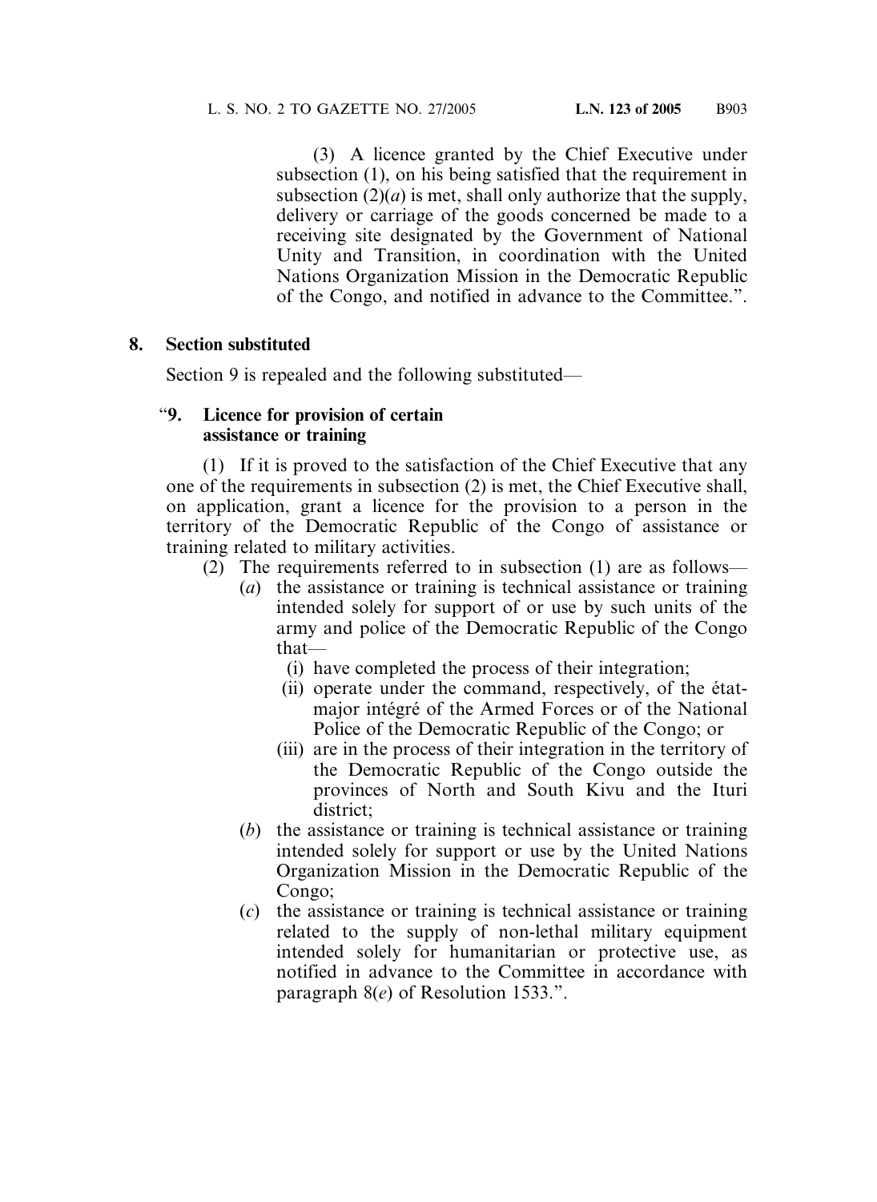(3) A licence granted by the Chief Executive under subsection (1), on his being satisfied that the requirement in subsection (2)(*a*) is met, shall only authorize that the supply, delivery or carriage of the goods concerned be made to a receiving site designated by the Government of National Unity and Transition, in coordination with the United Nations Organization Mission in the Democratic Republic of the Congo, and notified in advance to the Committee.".

**8. Section substituted**

Section 9 is repealed and the following substituted—

"**9. Licence for provision of certain assistance or training**

(1) If it is proved to the satisfaction of the Chief Executive that any one of the requirements in subsection (2) is met, the Chief Executive shall, on application, grant a licence for the provision to a person in the territory of the Democratic Republic of the Congo of assistance or training related to military activities.

(2) The requirements referred to in subsection (1) are as follows—

(*a*) the assistance or training is technical assistance or training intended solely for support of or use by such units of the army and police of the Democratic Republic of the Congo that—

(i) have completed the process of their integration;

(ii) operate under the command, respectively, of the état-major intégré of the Armed Forces or of the National Police of the Democratic Republic of the Congo; or

(iii) are in the process of their integration in the territory of the Democratic Republic of the Congo outside the provinces of North and South Kivu and the Ituri district;

(*b*) the assistance or training is technical assistance or training intended solely for support or use by the United Nations Organization Mission in the Democratic Republic of the Congo;

(*c*) the assistance or training is technical assistance or training related to the supply of non-lethal military equipment intended solely for humanitarian or protective use, as notified in advance to the Committee in accordance with paragraph 8(*e*) of Resolution 1533.".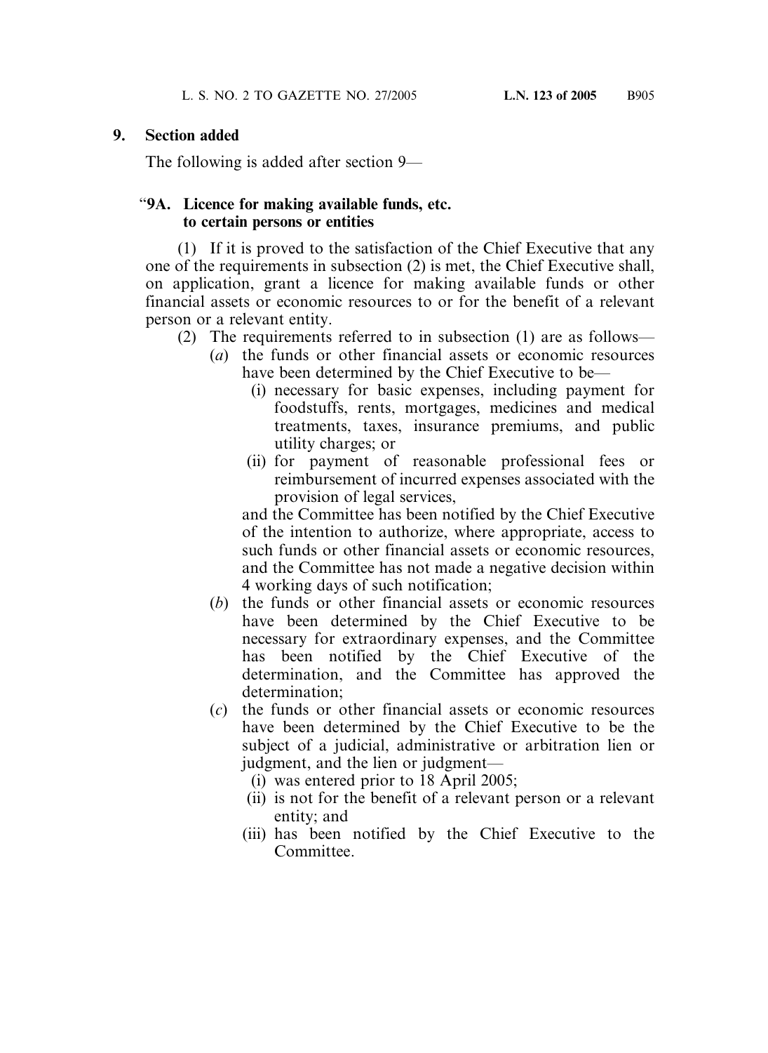## 9. Section added

The following is added after section 9—

### "9A. Licence for making available funds, etc. to certain persons or entities

(1) If it is proved to the satisfaction of the Chief Executive that any one of the requirements in subsection (2) is met, the Chief Executive shall, on application, grant a licence for making available funds or other financial assets or economic resources to or for the benefit of a relevant person or a relevant entity.

(2) The requirements referred to in subsection (1) are as follows—

- (*a*) the funds or other financial assets or economic resources have been determined by the Chief Executive to be—
  - (i) necessary for basic expenses, including payment for foodstuffs, rents, mortgages, medicines and medical treatments, taxes, insurance premiums, and public utility charges; or
  - (ii) for payment of reasonable professional fees or reimbursement of incurred expenses associated with the provision of legal services,

  and the Committee has been notified by the Chief Executive of the intention to authorize, where appropriate, access to such funds or other financial assets or economic resources, and the Committee has not made a negative decision within 4 working days of such notification;
- (*b*) the funds or other financial assets or economic resources have been determined by the Chief Executive to be necessary for extraordinary expenses, and the Committee has been notified by the Chief Executive of the determination, and the Committee has approved the determination;
- (*c*) the funds or other financial assets or economic resources have been determined by the Chief Executive to be the subject of a judicial, administrative or arbitration lien or judgment, and the lien or judgment—
  - (i) was entered prior to 18 April 2005;
  - (ii) is not for the benefit of a relevant person or a relevant entity; and
  - (iii) has been notified by the Chief Executive to the Committee.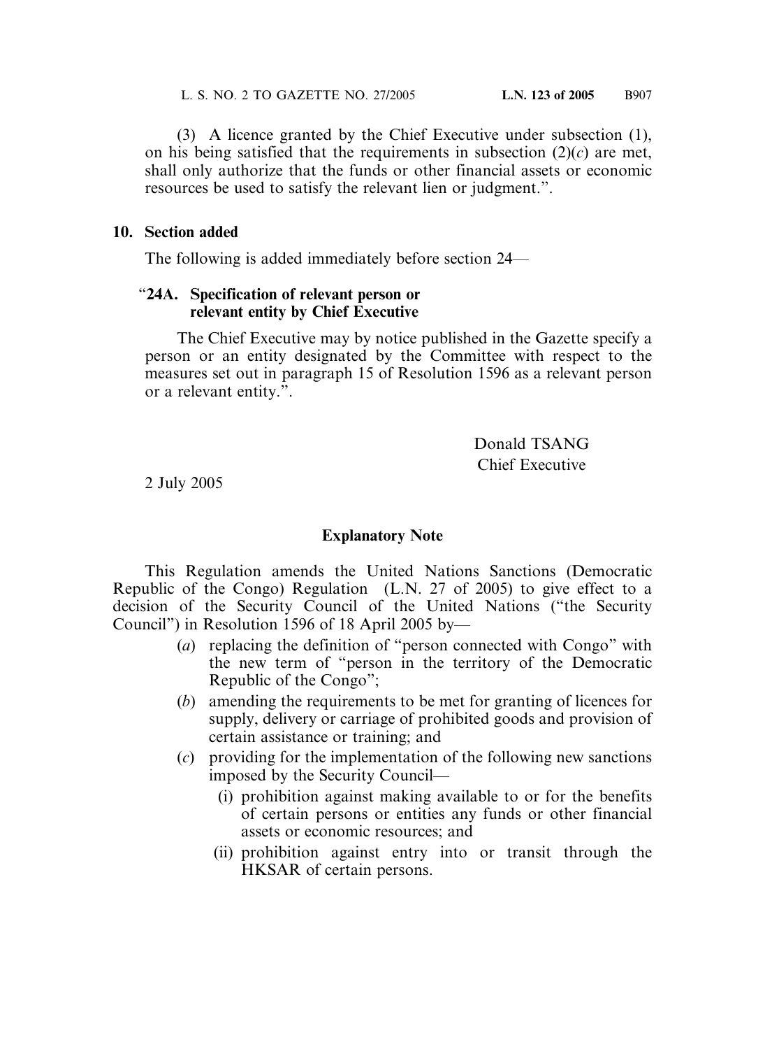(3) A licence granted by the Chief Executive under subsection (1), on his being satisfied that the requirements in subsection (2)(*c*) are met, shall only authorize that the funds or other financial assets or economic resources be used to satisfy the relevant lien or judgment.".

**10. Section added**

The following is added immediately before section 24—

"**24A. Specification of relevant person or relevant entity by Chief Executive**

The Chief Executive may by notice published in the Gazette specify a person or an entity designated by the Committee with respect to the measures set out in paragraph 15 of Resolution 1596 as a relevant person or a relevant entity.".

Donald TSANG
Chief Executive

2 July 2005

**Explanatory Note**

This Regulation amends the United Nations Sanctions (Democratic Republic of the Congo) Regulation (L.N. 27 of 2005) to give effect to a decision of the Security Council of the United Nations ("the Security Council") in Resolution 1596 of 18 April 2005 by—

(*a*) replacing the definition of "person connected with Congo" with the new term of "person in the territory of the Democratic Republic of the Congo";

(*b*) amending the requirements to be met for granting of licences for supply, delivery or carriage of prohibited goods and provision of certain assistance or training; and

(*c*) providing for the implementation of the following new sanctions imposed by the Security Council—

(i) prohibition against making available to or for the benefits of certain persons or entities any funds or other financial assets or economic resources; and

(ii) prohibition against entry into or transit through the HKSAR of certain persons.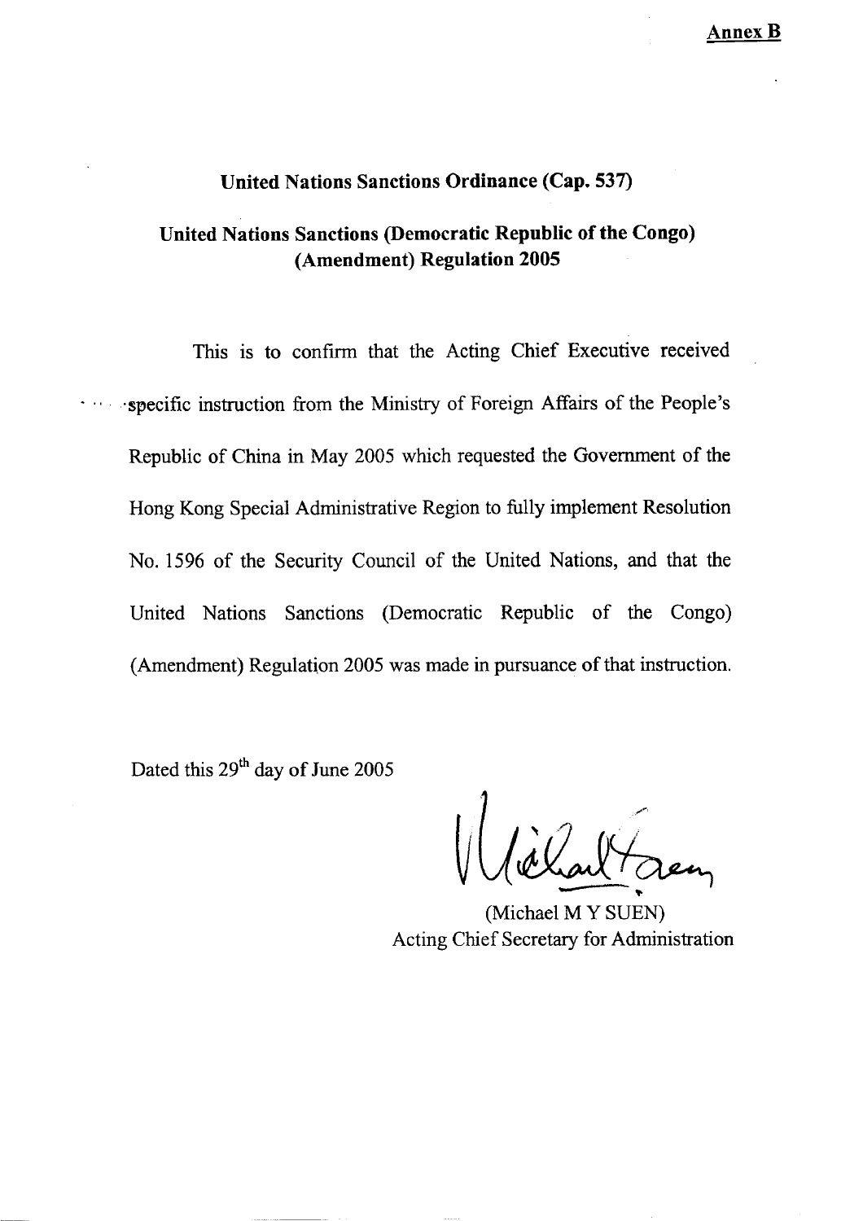**Annex B**

**United Nations Sanctions Ordinance (Cap. 537)**

**United Nations Sanctions (Democratic Republic of the Congo) (Amendment) Regulation 2005**

This is to confirm that the Acting Chief Executive received specific instruction from the Ministry of Foreign Affairs of the People's Republic of China in May 2005 which requested the Government of the Hong Kong Special Administrative Region to fully implement Resolution No. 1596 of the Security Council of the United Nations, and that the United Nations Sanctions (Democratic Republic of the Congo) (Amendment) Regulation 2005 was made in pursuance of that instruction.

Dated this 29th day of June 2005

(Michael M Y SUEN)
Acting Chief Secretary for Administration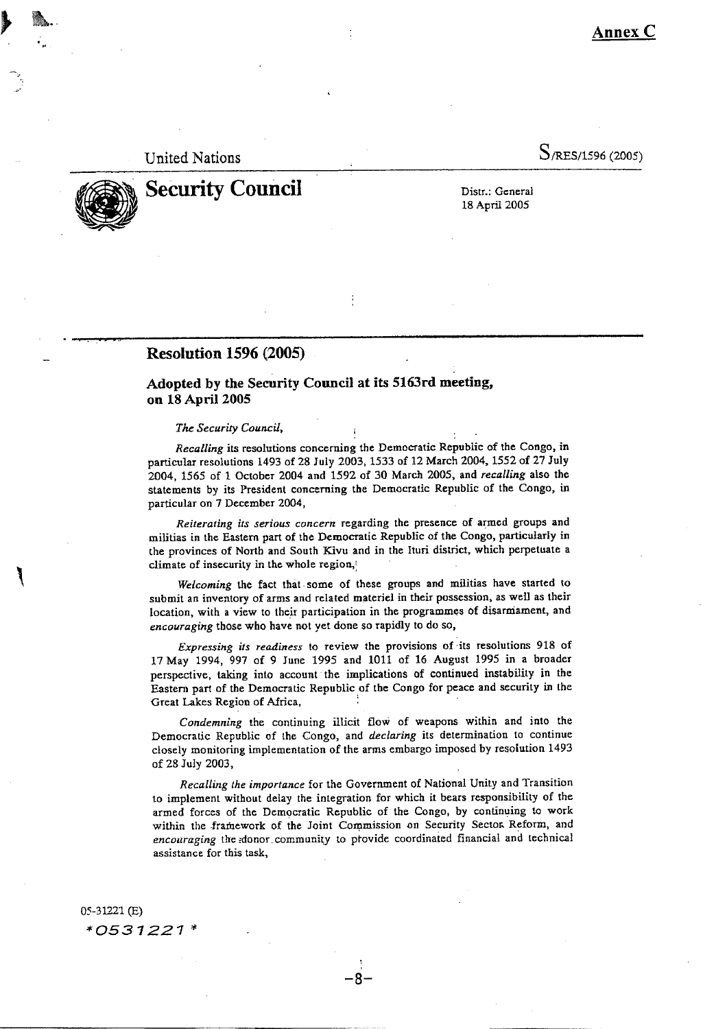**Annex C**

United Nations

S/RES/1596 (2005)

# Security Council

Distr.: General
18 April 2005

## Resolution 1596 (2005)

### Adopted by the Security Council at its 5163rd meeting, on 18 April 2005

*The Security Council,*

*Recalling* its resolutions concerning the Democratic Republic of the Congo, in particular resolutions 1493 of 28 July 2003, 1533 of 12 March 2004, 1552 of 27 July 2004, 1565 of 1 October 2004 and 1592 of 30 March 2005, and *recalling* also the statements by its President concerning the Democratic Republic of the Congo, in particular on 7 December 2004,

*Reiterating its serious concern* regarding the presence of armed groups and militias in the Eastern part of the Democratic Republic of the Congo, particularly in the provinces of North and South Kivu and in the Ituri district, which perpetuate a climate of insecurity in the whole region,

*Welcoming* the fact that some of these groups and militias have started to submit an inventory of arms and related materiel in their possession, as well as their location, with a view to their participation in the programmes of disarmament, and *encouraging* those who have not yet done so rapidly to do so,

*Expressing its readiness* to review the provisions of its resolutions 918 of 17 May 1994, 997 of 9 June 1995 and 1011 of 16 August 1995 in a broader perspective, taking into account the implications of continued instability in the Eastern part of the Democratic Republic of the Congo for peace and security in the Great Lakes Region of Africa,

*Condemning* the continuing illicit flow of weapons within and into the Democratic Republic of the Congo, and *declaring* its determination to continue closely monitoring implementation of the arms embargo imposed by resolution 1493 of 28 July 2003,

*Recalling the importance* for the Government of National Unity and Transition to implement without delay the integration for which it bears responsibility of the armed forces of the Democratic Republic of the Congo, by continuing to work within the framework of the Joint Commission on Security Sector Reform, and *encouraging* the donor community to provide coordinated financial and technical assistance for this task,

05-31221 (E)
*0531221*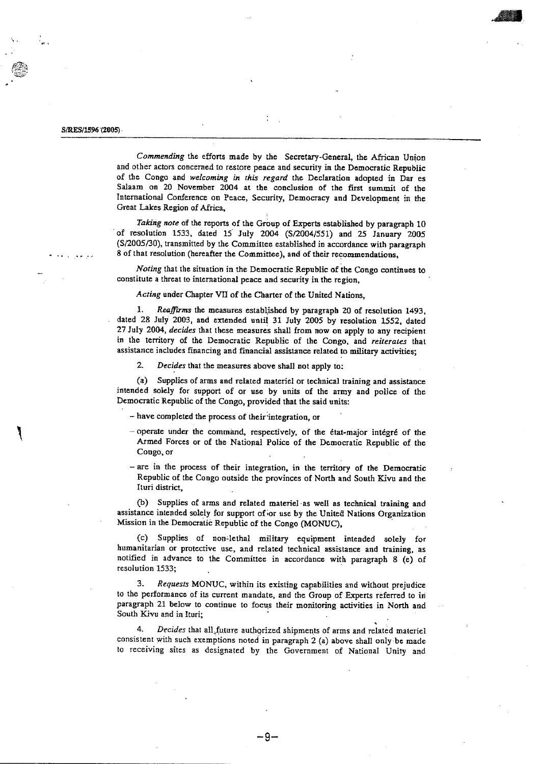*Commending* the efforts made by the Secretary-General, the African Union and other actors concerned to restore peace and security in the Democratic Republic of the Congo and *welcoming in this regard* the Declaration adopted in Dar es Salaam on 20 November 2004 at the conclusion of the first summit of the International Conference on Peace, Security, Democracy and Development in the Great Lakes Region of Africa,

*Taking note* of the reports of the Group of Experts established by paragraph 10 of resolution 1533, dated 15 July 2004 (S/2004/551) and 25 January 2005 (S/2005/30), transmitted by the Committee established in accordance with paragraph 8 of that resolution (hereafter the Committee), and of their recommendations,

*Noting* that the situation in the Democratic Republic of the Congo continues to constitute a threat to international peace and security in the region,

*Acting* under Chapter VII of the Charter of the United Nations,

1. *Reaffirms* the measures established by paragraph 20 of resolution 1493, dated 28 July 2003, and extended until 31 July 2005 by resolution 1552, dated 27 July 2004, *decides* that these measures shall from now on apply to any recipient in the territory of the Democratic Republic of the Congo, and *reiterates* that assistance includes financing and financial assistance related to military activities;

2. *Decides* that the measures above shall not apply to:

(a) Supplies of arms and related materiel or technical training and assistance intended solely for support of or use by units of the army and police of the Democratic Republic of the Congo, provided that the said units:

- have completed the process of their integration, or
- operate under the command, respectively, of the état-major intégré of the Armed Forces or of the National Police of the Democratic Republic of the Congo, or
- are in the process of their integration, in the territory of the Democratic Republic of the Congo outside the provinces of North and South Kivu and the Ituri district,

(b) Supplies of arms and related materiel as well as technical training and assistance intended solely for support of or use by the United Nations Organization Mission in the Democratic Republic of the Congo (MONUC),

(c) Supplies of non-lethal military equipment intended solely for humanitarian or protective use, and related technical assistance and training, as notified in advance to the Committee in accordance with paragraph 8 (e) of resolution 1533;

3. *Requests* MONUC, within its existing capabilities and without prejudice to the performance of its current mandate, and the Group of Experts referred to in paragraph 21 below to continue to focus their monitoring activities in North and South Kivu and in Ituri;

4. *Decides* that all future authorized shipments of arms and related materiel consistent with such exemptions noted in paragraph 2 (a) above shall only be made to receiving sites as designated by the Government of National Unity and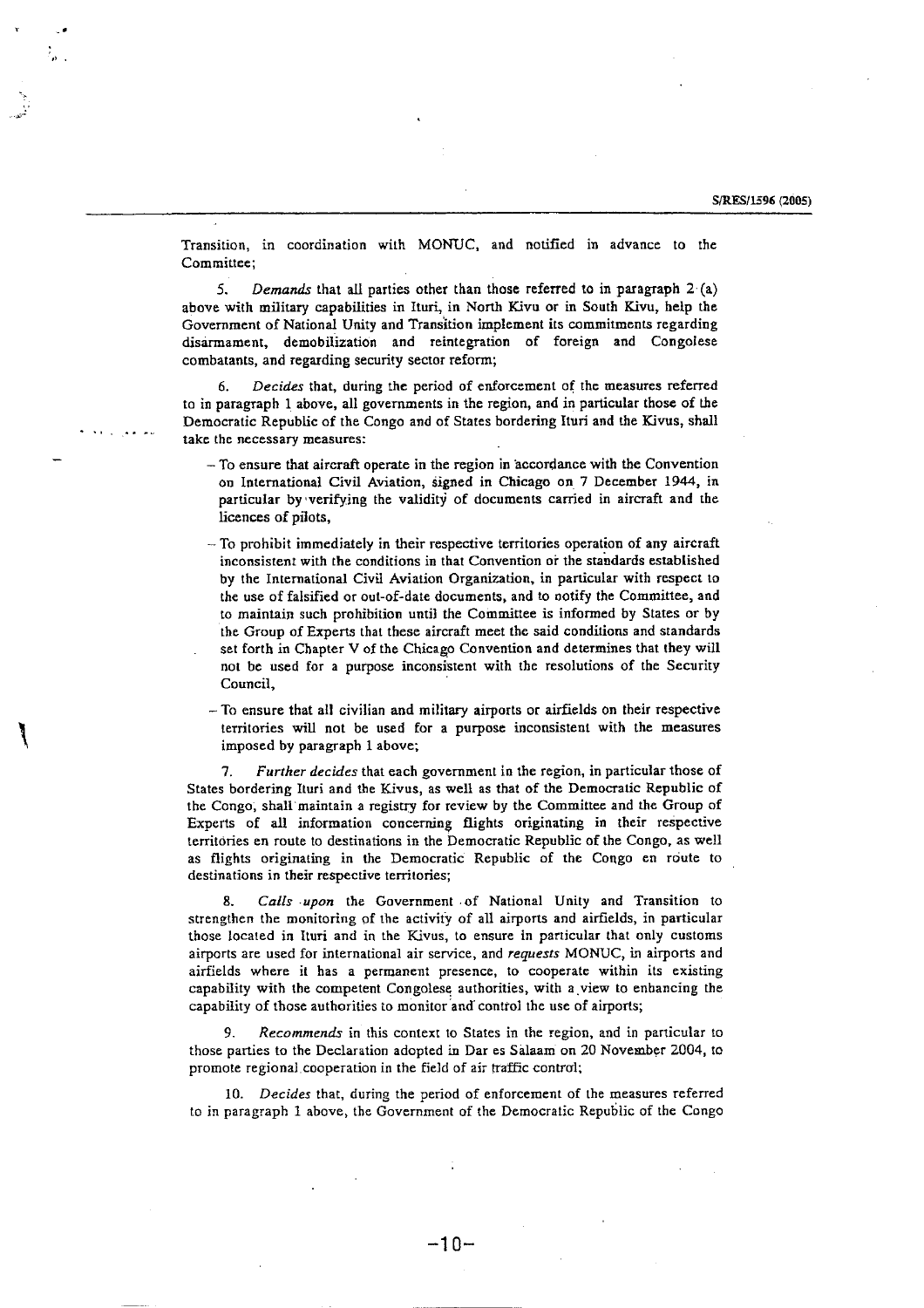Transition, in coordination with MONUC, and notified in advance to the Committee;

5. *Demands* that all parties other than those referred to in paragraph 2 (a) above with military capabilities in Ituri, in North Kivu or in South Kivu, help the Government of National Unity and Transition implement its commitments regarding disarmament, demobilization and reintegration of foreign and Congolese combatants, and regarding security sector reform;

6. *Decides* that, during the period of enforcement of the measures referred to in paragraph 1 above, all governments in the region, and in particular those of the Democratic Republic of the Congo and of States bordering Ituri and the Kivus, shall take the necessary measures:

- To ensure that aircraft operate in the region in accordance with the Convention on International Civil Aviation, signed in Chicago on 7 December 1944, in particular by verifying the validity of documents carried in aircraft and the licences of pilots,

- To prohibit immediately in their respective territories operation of any aircraft inconsistent with the conditions in that Convention or the standards established by the International Civil Aviation Organization, in particular with respect to the use of falsified or out-of-date documents, and to notify the Committee, and to maintain such prohibition until the Committee is informed by States or by the Group of Experts that these aircraft meet the said conditions and standards set forth in Chapter V of the Chicago Convention and determines that they will not be used for a purpose inconsistent with the resolutions of the Security Council,

- To ensure that all civilian and military airports or airfields on their respective territories will not be used for a purpose inconsistent with the measures imposed by paragraph 1 above;

7. *Further decides* that each government in the region, in particular those of States bordering Ituri and the Kivus, as well as that of the Democratic Republic of the Congo, shall maintain a registry for review by the Committee and the Group of Experts of all information concerning flights originating in their respective territories en route to destinations in the Democratic Republic of the Congo, as well as flights originating in the Democratic Republic of the Congo en route to destinations in their respective territories;

8. *Calls upon* the Government of National Unity and Transition to strengthen the monitoring of the activity of all airports and airfields, in particular those located in Ituri and in the Kivus, to ensure in particular that only customs airports are used for international air service, and *requests* MONUC, in airports and airfields where it has a permanent presence, to cooperate within its existing capability with the competent Congolese authorities, with a view to enhancing the capability of those authorities to monitor and control the use of airports;

9. *Recommends* in this context to States in the region, and in particular to those parties to the Declaration adopted in Dar es Salaam on 20 November 2004, to promote regional cooperation in the field of air traffic control;

10. *Decides* that, during the period of enforcement of the measures referred to in paragraph 1 above, the Government of the Democratic Republic of the Congo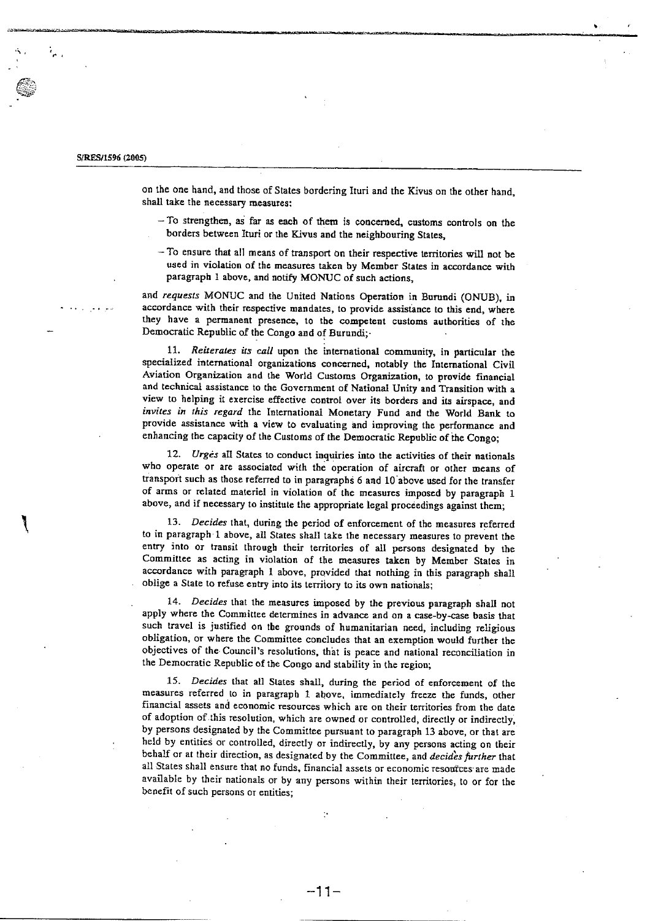on the one hand, and those of States bordering Ituri and the Kivus on the other hand, shall take the necessary measures:

- To strengthen, as far as each of them is concerned, customs controls on the borders between Ituri or the Kivus and the neighbouring States,
- To ensure that all means of transport on their respective territories will not be used in violation of the measures taken by Member States in accordance with paragraph 1 above, and notify MONUC of such actions,

and *requests* MONUC and the United Nations Operation in Burundi (ONUB), in accordance with their respective mandates, to provide assistance to this end, where they have a permanent presence, to the competent customs authorities of the Democratic Republic of the Congo and of Burundi;

11. *Reiterates its call* upon the international community, in particular the specialized international organizations concerned, notably the International Civil Aviation Organization and the World Customs Organization, to provide financial and technical assistance to the Government of National Unity and Transition with a view to helping it exercise effective control over its borders and its airspace, and *invites in this regard* the International Monetary Fund and the World Bank to provide assistance with a view to evaluating and improving the performance and enhancing the capacity of the Customs of the Democratic Republic of the Congo;

12. *Urges* all States to conduct inquiries into the activities of their nationals who operate or are associated with the operation of aircraft or other means of transport such as those referred to in paragraphs 6 and 10 above used for the transfer of arms or related materiel in violation of the measures imposed by paragraph 1 above, and if necessary to institute the appropriate legal proceedings against them;

13. *Decides* that, during the period of enforcement of the measures referred to in paragraph 1 above, all States shall take the necessary measures to prevent the entry into or transit through their territories of all persons designated by the Committee as acting in violation of the measures taken by Member States in accordance with paragraph 1 above, provided that nothing in this paragraph shall oblige a State to refuse entry into its territory to its own nationals;

14. *Decides* that the measures imposed by the previous paragraph shall not apply where the Committee determines in advance and on a case-by-case basis that such travel is justified on the grounds of humanitarian need, including religious obligation, or where the Committee concludes that an exemption would further the objectives of the Council's resolutions, that is peace and national reconciliation in the Democratic Republic of the Congo and stability in the region;

15. *Decides* that all States shall, during the period of enforcement of the measures referred to in paragraph 1 above, immediately freeze the funds, other financial assets and economic resources which are on their territories from the date of adoption of this resolution, which are owned or controlled, directly or indirectly, by persons designated by the Committee pursuant to paragraph 13 above, or that are held by entities or controlled, directly or indirectly, by any persons acting on their behalf or at their direction, as designated by the Committee, and *decides further* that all States shall ensure that no funds, financial assets or economic resources are made available by their nationals or by any persons within their territories, to or for the benefit of such persons or entities;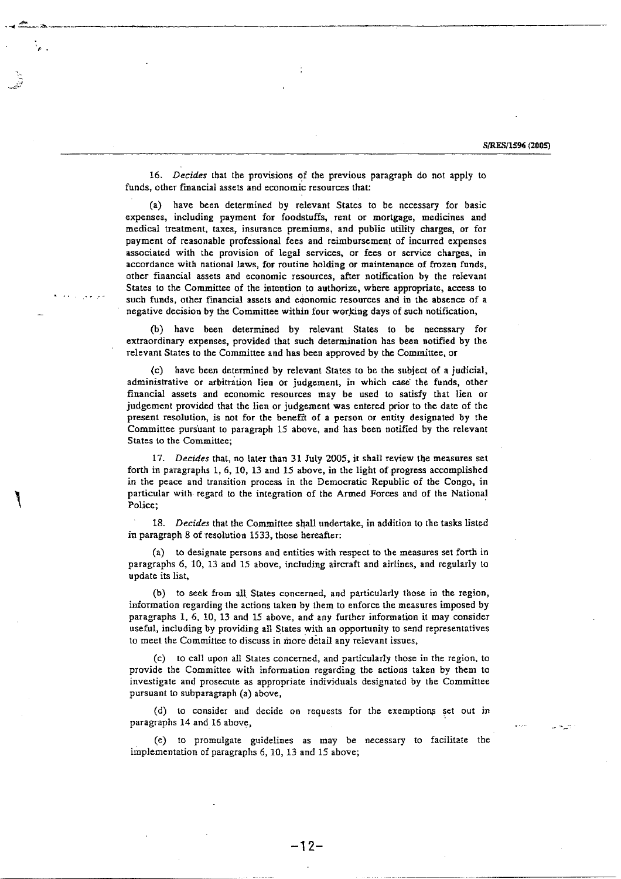16. *Decides* that the provisions of the previous paragraph do not apply to funds, other financial assets and economic resources that:

(a) have been determined by relevant States to be necessary for basic expenses, including payment for foodstuffs, rent or mortgage, medicines and medical treatment, taxes, insurance premiums, and public utility charges, or for payment of reasonable professional fees and reimbursement of incurred expenses associated with the provision of legal services, or fees or service charges, in accordance with national laws, for routine holding or maintenance of frozen funds, other financial assets and economic resources, after notification by the relevant States to the Committee of the intention to authorize, where appropriate, access to such funds, other financial assets and economic resources and in the absence of a negative decision by the Committee within four working days of such notification,

(b) have been determined by relevant States to be necessary for extraordinary expenses, provided that such determination has been notified by the relevant States to the Committee and has been approved by the Committee, or

(c) have been determined by relevant States to be the subject of a judicial, administrative or arbitration lien or judgement, in which case the funds, other financial assets and economic resources may be used to satisfy that lien or judgement provided that the lien or judgement was entered prior to the date of the present resolution, is not for the benefit of a person or entity designated by the Committee pursuant to paragraph 15 above, and has been notified by the relevant States to the Committee;

17. *Decides* that, no later than 31 July 2005, it shall review the measures set forth in paragraphs 1, 6, 10, 13 and 15 above, in the light of progress accomplished in the peace and transition process in the Democratic Republic of the Congo, in particular with regard to the integration of the Armed Forces and of the National Police;

18. *Decides* that the Committee shall undertake, in addition to the tasks listed in paragraph 8 of resolution 1533, those hereafter:

(a) to designate persons and entities with respect to the measures set forth in paragraphs 6, 10, 13 and 15 above, including aircraft and airlines, and regularly to update its list,

(b) to seek from all States concerned, and particularly those in the region, information regarding the actions taken by them to enforce the measures imposed by paragraphs 1, 6, 10, 13 and 15 above, and any further information it may consider useful, including by providing all States with an opportunity to send representatives to meet the Committee to discuss in more detail any relevant issues,

(c) to call upon all States concerned, and particularly those in the region, to provide the Committee with information regarding the actions taken by them to investigate and prosecute as appropriate individuals designated by the Committee pursuant to subparagraph (a) above,

(d) to consider and decide on requests for the exemptions set out in paragraphs 14 and 16 above,

(e) to promulgate guidelines as may be necessary to facilitate the implementation of paragraphs 6, 10, 13 and 15 above;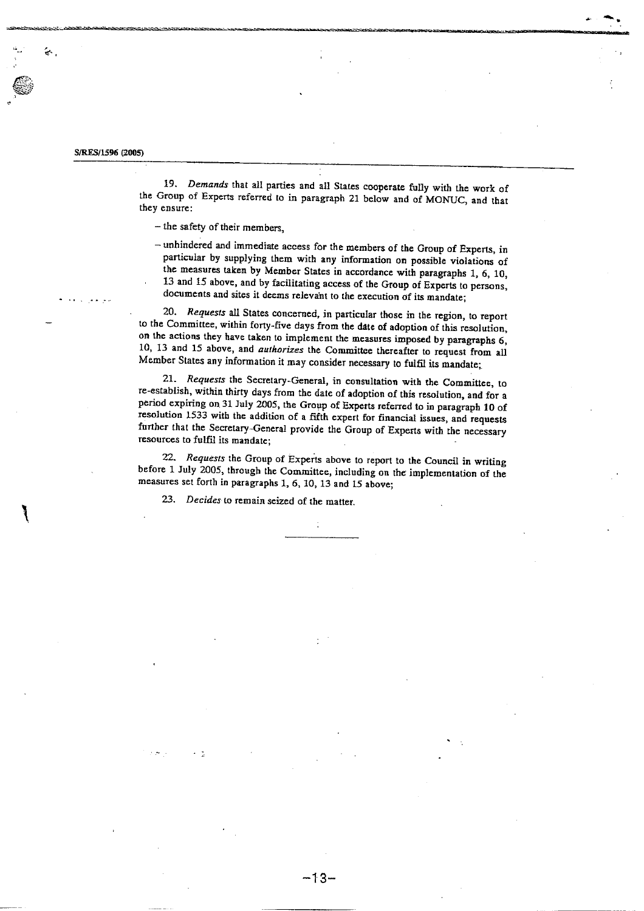19. *Demands* that all parties and all States cooperate fully with the work of the Group of Experts referred to in paragraph 21 below and of MONUC, and that they ensure:

- the safety of their members,
- unhindered and immediate access for the members of the Group of Experts, in particular by supplying them with any information on possible violations of the measures taken by Member States in accordance with paragraphs 1, 6, 10, 13 and 15 above, and by facilitating access of the Group of Experts to persons, documents and sites it deems relevant to the execution of its mandate;

20. *Requests* all States concerned, in particular those in the region, to report to the Committee, within forty-five days from the date of adoption of this resolution, on the actions they have taken to implement the measures imposed by paragraphs 6, 10, 13 and 15 above, and *authorizes* the Committee thereafter to request from all Member States any information it may consider necessary to fulfil its mandate;

21. *Requests* the Secretary-General, in consultation with the Committee, to re-establish, within thirty days from the date of adoption of this resolution, and for a period expiring on 31 July 2005, the Group of Experts referred to in paragraph 10 of resolution 1533 with the addition of a fifth expert for financial issues, and requests further that the Secretary-General provide the Group of Experts with the necessary resources to fulfil its mandate;

22. *Requests* the Group of Experts above to report to the Council in writing before 1 July 2005, through the Committee, including on the implementation of the measures set forth in paragraphs 1, 6, 10, 13 and 15 above;

23. *Decides* to remain seized of the matter.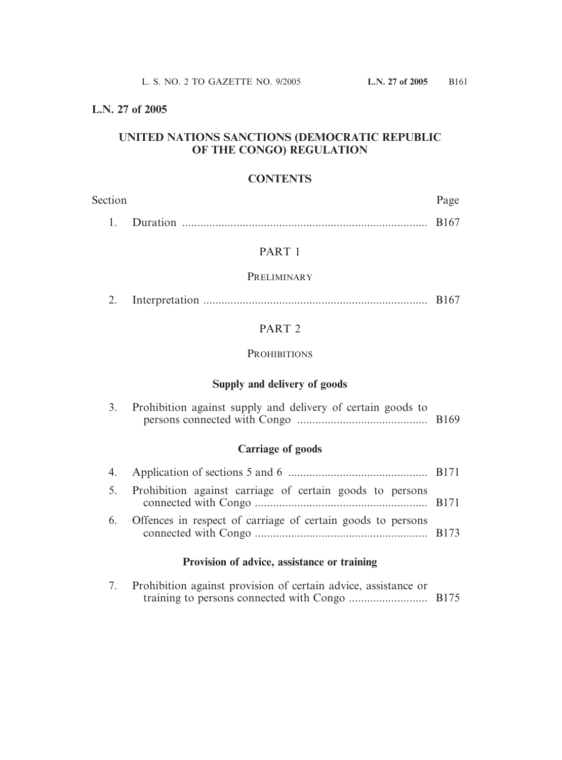**L.N. 27 of 2005**

# UNITED NATIONS SANCTIONS (DEMOCRATIC REPUBLIC OF THE CONGO) REGULATION

## CONTENTS

| Section | | Page |
|---|---|---|
| 1. | Duration | B167 |

### PART 1

### PRELIMINARY

| | | |
|---|---|---|
| 2. | Interpretation | B167 |

### PART 2

### PROHIBITIONS

**Supply and delivery of goods**

| | | |
|---|---|---|
| 3. | Prohibition against supply and delivery of certain goods to persons connected with Congo | B169 |

**Carriage of goods**

| | | |
|---|---|---|
| 4. | Application of sections 5 and 6 | B171 |
| 5. | Prohibition against carriage of certain goods to persons connected with Congo | B171 |
| 6. | Offences in respect of carriage of certain goods to persons connected with Congo | B173 |

**Provision of advice, assistance or training**

| | | |
|---|---|---|
| 7. | Prohibition against provision of certain advice, assistance or training to persons connected with Congo | B175 |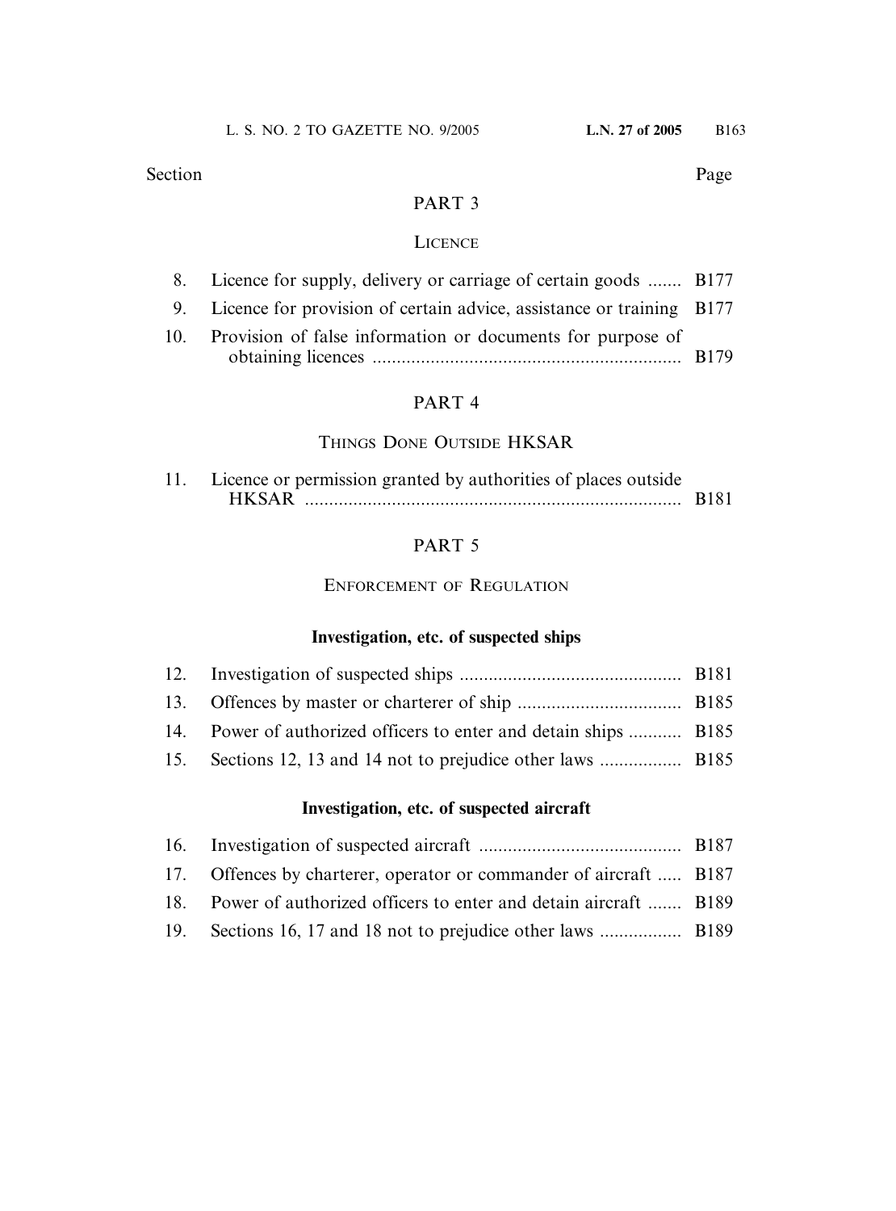Section | Page

## PART 3

### LICENCE

| Section | Title | Page |
|---|---|---|
| 8. | Licence for supply, delivery or carriage of certain goods | B177 |
| 9. | Licence for provision of certain advice, assistance or training | B177 |
| 10. | Provision of false information or documents for purpose of obtaining licences | B179 |

## PART 4

### THINGS DONE OUTSIDE HKSAR

| Section | Title | Page |
|---|---|---|
| 11. | Licence or permission granted by authorities of places outside HKSAR | B181 |

## PART 5

### ENFORCEMENT OF REGULATION

**Investigation, etc. of suspected ships**

| Section | Title | Page |
|---|---|---|
| 12. | Investigation of suspected ships | B181 |
| 13. | Offences by master or charterer of ship | B185 |
| 14. | Power of authorized officers to enter and detain ships | B185 |
| 15. | Sections 12, 13 and 14 not to prejudice other laws | B185 |

**Investigation, etc. of suspected aircraft**

| Section | Title | Page |
|---|---|---|
| 16. | Investigation of suspected aircraft | B187 |
| 17. | Offences by charterer, operator or commander of aircraft | B187 |
| 18. | Power of authorized officers to enter and detain aircraft | B189 |
| 19. | Sections 16, 17 and 18 not to prejudice other laws | B189 |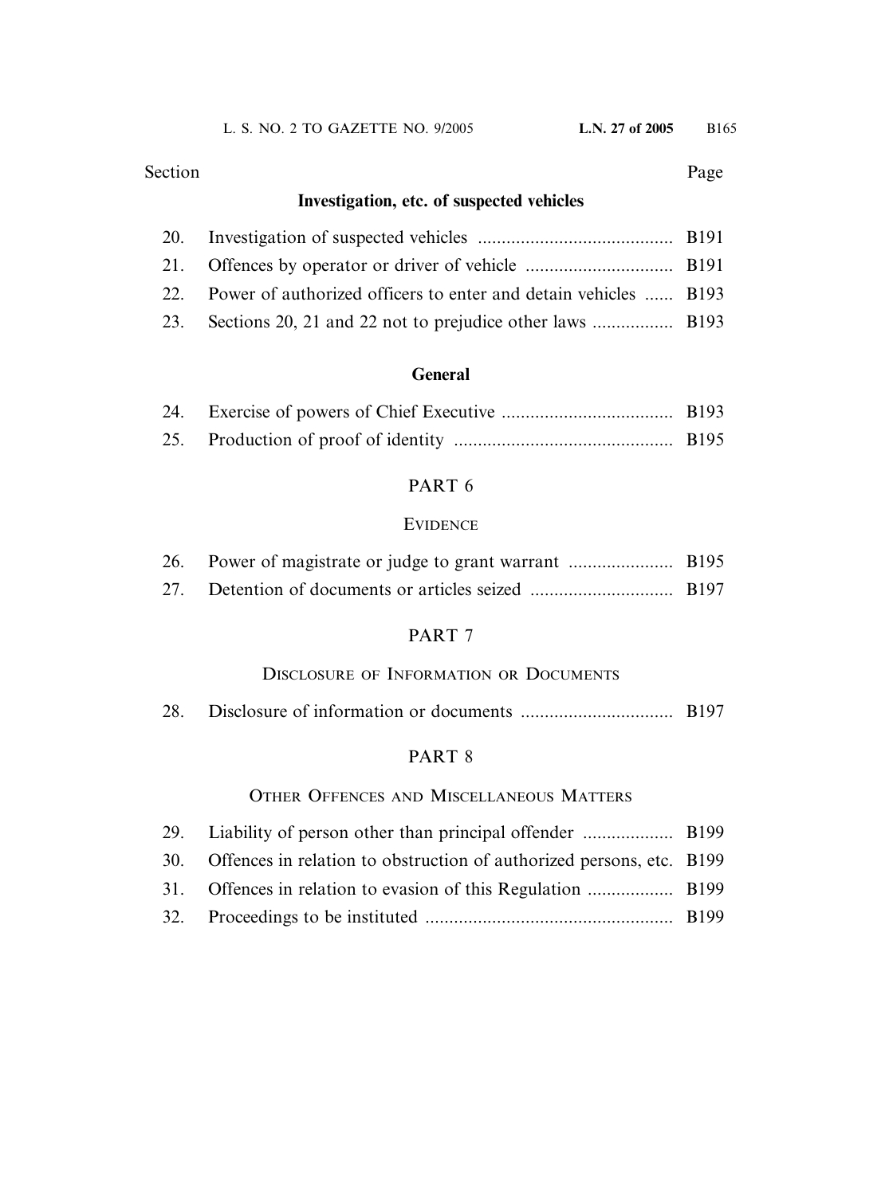| Section | | Page |
|---|---|---|
| | **Investigation, etc. of suspected vehicles** | |
| 20. | Investigation of suspected vehicles | B191 |
| 21. | Offences by operator or driver of vehicle | B191 |
| 22. | Power of authorized officers to enter and detain vehicles | B193 |
| 23. | Sections 20, 21 and 22 not to prejudice other laws | B193 |
| | **General** | |
| 24. | Exercise of powers of Chief Executive | B193 |
| 25. | Production of proof of identity | B195 |
| | PART 6 | |
| | EVIDENCE | |
| 26. | Power of magistrate or judge to grant warrant | B195 |
| 27. | Detention of documents or articles seized | B197 |
| | PART 7 | |
| | DISCLOSURE OF INFORMATION OR DOCUMENTS | |
| 28. | Disclosure of information or documents | B197 |
| | PART 8 | |
| | OTHER OFFENCES AND MISCELLANEOUS MATTERS | |
| 29. | Liability of person other than principal offender | B199 |
| 30. | Offences in relation to obstruction of authorized persons, etc. | B199 |
| 31. | Offences in relation to evasion of this Regulation | B199 |
| 32. | Proceedings to be instituted | B199 |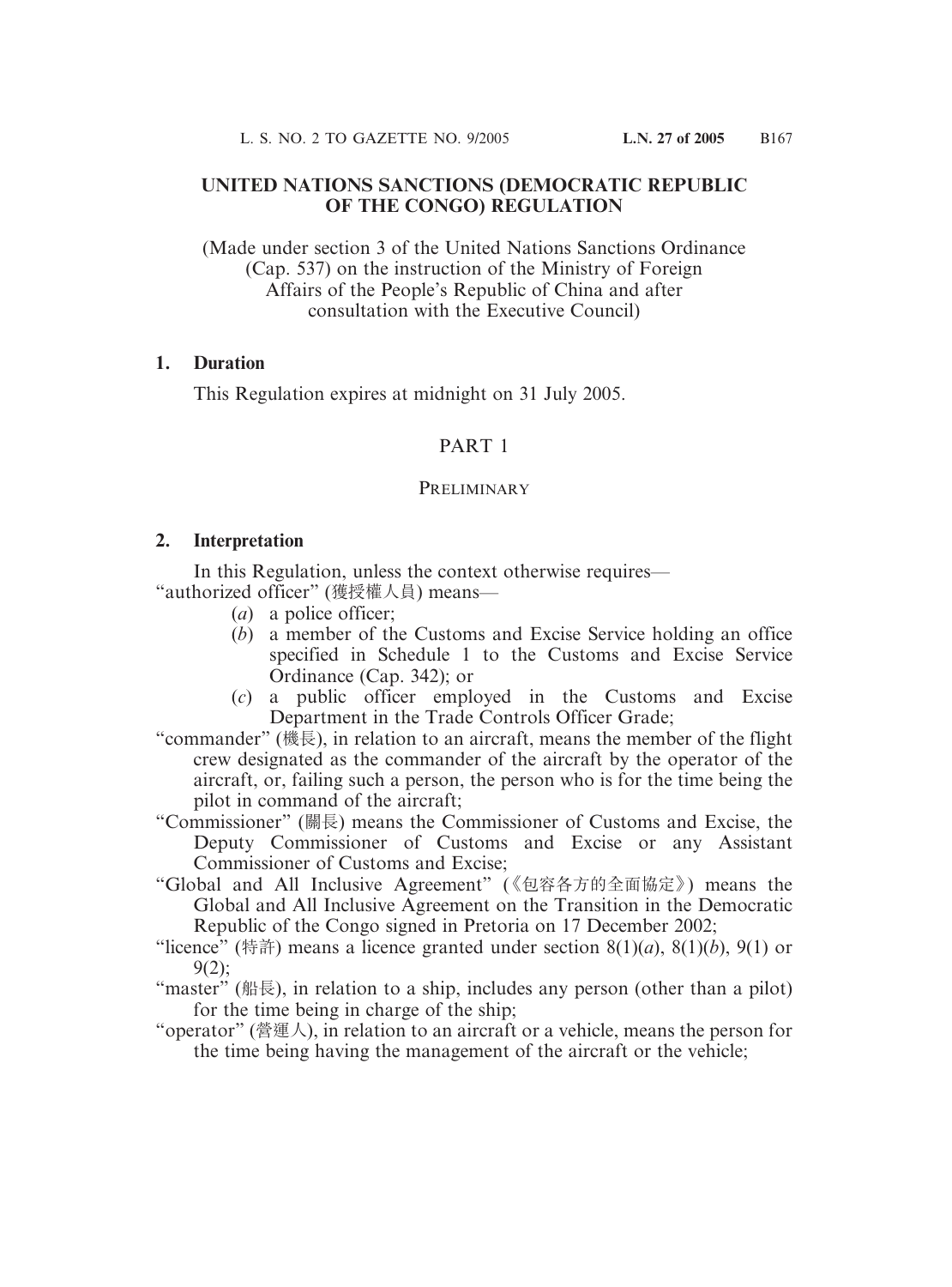# UNITED NATIONS SANCTIONS (DEMOCRATIC REPUBLIC OF THE CONGO) REGULATION

(Made under section 3 of the United Nations Sanctions Ordinance (Cap. 537) on the instruction of the Ministry of Foreign Affairs of the People's Republic of China and after consultation with the Executive Council)

**1. Duration**

This Regulation expires at midnight on 31 July 2005.

## PART 1

### PRELIMINARY

**2. Interpretation**

In this Regulation, unless the context otherwise requires—

"authorized officer" (獲授權人員) means—

(*a*) a police officer;

(*b*) a member of the Customs and Excise Service holding an office specified in Schedule 1 to the Customs and Excise Service Ordinance (Cap. 342); or

(*c*) a public officer employed in the Customs and Excise Department in the Trade Controls Officer Grade;

"commander" (機長), in relation to an aircraft, means the member of the flight crew designated as the commander of the aircraft by the operator of the aircraft, or, failing such a person, the person who is for the time being the pilot in command of the aircraft;

"Commissioner" (關長) means the Commissioner of Customs and Excise, the Deputy Commissioner of Customs and Excise or any Assistant Commissioner of Customs and Excise;

"Global and All Inclusive Agreement" (《包容各方的全面協定》) means the Global and All Inclusive Agreement on the Transition in the Democratic Republic of the Congo signed in Pretoria on 17 December 2002;

"licence" (特許) means a licence granted under section 8(1)(*a*), 8(1)(*b*), 9(1) or 9(2);

"master" (船長), in relation to a ship, includes any person (other than a pilot) for the time being in charge of the ship;

"operator" (營運人), in relation to an aircraft or a vehicle, means the person for the time being having the management of the aircraft or the vehicle;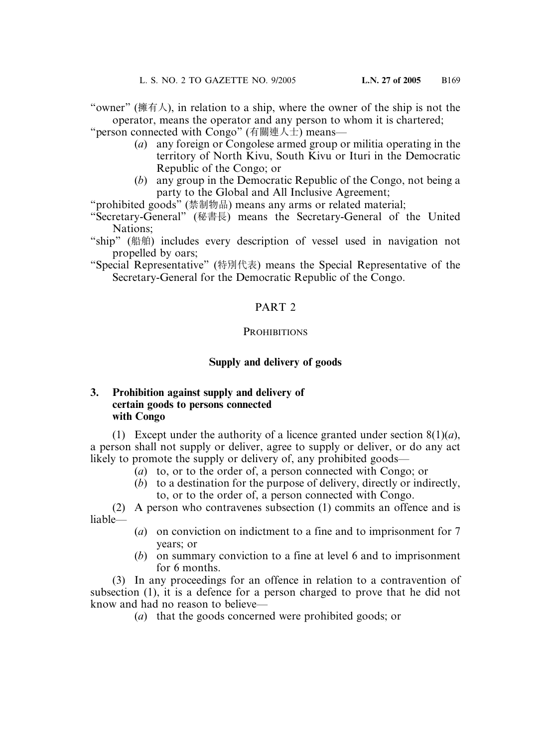"owner" (擁有人), in relation to a ship, where the owner of the ship is not the operator, means the operator and any person to whom it is chartered;

"person connected with Congo" (有關連人士) means—

(*a*) any foreign or Congolese armed group or militia operating in the territory of North Kivu, South Kivu or Ituri in the Democratic Republic of the Congo; or

(*b*) any group in the Democratic Republic of the Congo, not being a party to the Global and All Inclusive Agreement;

"prohibited goods" (禁制物品) means any arms or related material;

"Secretary-General" (秘書長) means the Secretary-General of the United Nations;

"ship" (船舶) includes every description of vessel used in navigation not propelled by oars;

"Special Representative" (特別代表) means the Special Representative of the Secretary-General for the Democratic Republic of the Congo.

## PART 2

## PROHIBITIONS

### Supply and delivery of goods

**3. Prohibition against supply and delivery of certain goods to persons connected with Congo**

(1) Except under the authority of a licence granted under section 8(1)(*a*), a person shall not supply or deliver, agree to supply or deliver, or do any act likely to promote the supply or delivery of, any prohibited goods—

(*a*) to, or to the order of, a person connected with Congo; or

(*b*) to a destination for the purpose of delivery, directly or indirectly, to, or to the order of, a person connected with Congo.

(2) A person who contravenes subsection (1) commits an offence and is liable—

(*a*) on conviction on indictment to a fine and to imprisonment for 7 years; or

(*b*) on summary conviction to a fine at level 6 and to imprisonment for 6 months.

(3) In any proceedings for an offence in relation to a contravention of subsection (1), it is a defence for a person charged to prove that he did not know and had no reason to believe—

(*a*) that the goods concerned were prohibited goods; or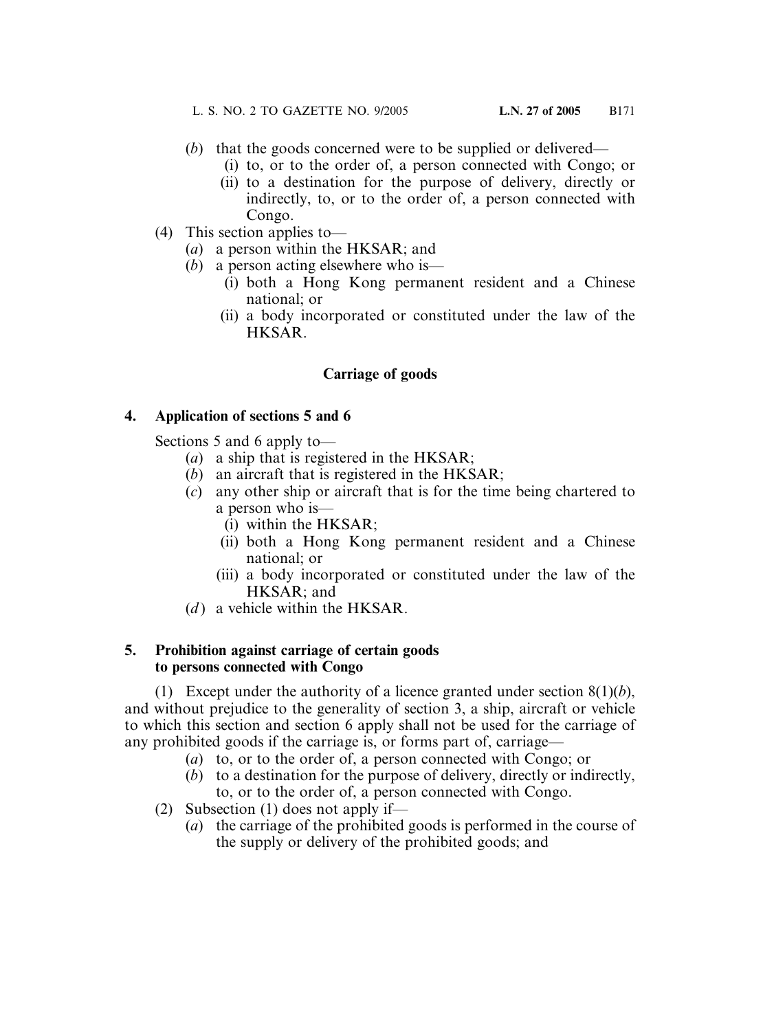(*b*) that the goods concerned were to be supplied or delivered—

(i) to, or to the order of, a person connected with Congo; or

(ii) to a destination for the purpose of delivery, directly or indirectly, to, or to the order of, a person connected with Congo.

(4) This section applies to—

(*a*) a person within the HKSAR; and

(*b*) a person acting elsewhere who is—

(i) both a Hong Kong permanent resident and a Chinese national; or

(ii) a body incorporated or constituted under the law of the HKSAR.

## Carriage of goods

### 4. Application of sections 5 and 6

Sections 5 and 6 apply to—

(*a*) a ship that is registered in the HKSAR;

(*b*) an aircraft that is registered in the HKSAR;

(*c*) any other ship or aircraft that is for the time being chartered to a person who is—

(i) within the HKSAR;

(ii) both a Hong Kong permanent resident and a Chinese national; or

(iii) a body incorporated or constituted under the law of the HKSAR; and

(*d*) a vehicle within the HKSAR.

### 5. Prohibition against carriage of certain goods to persons connected with Congo

(1) Except under the authority of a licence granted under section 8(1)(*b*), and without prejudice to the generality of section 3, a ship, aircraft or vehicle to which this section and section 6 apply shall not be used for the carriage of any prohibited goods if the carriage is, or forms part of, carriage—

(*a*) to, or to the order of, a person connected with Congo; or

(*b*) to a destination for the purpose of delivery, directly or indirectly, to, or to the order of, a person connected with Congo.

(2) Subsection (1) does not apply if—

(*a*) the carriage of the prohibited goods is performed in the course of the supply or delivery of the prohibited goods; and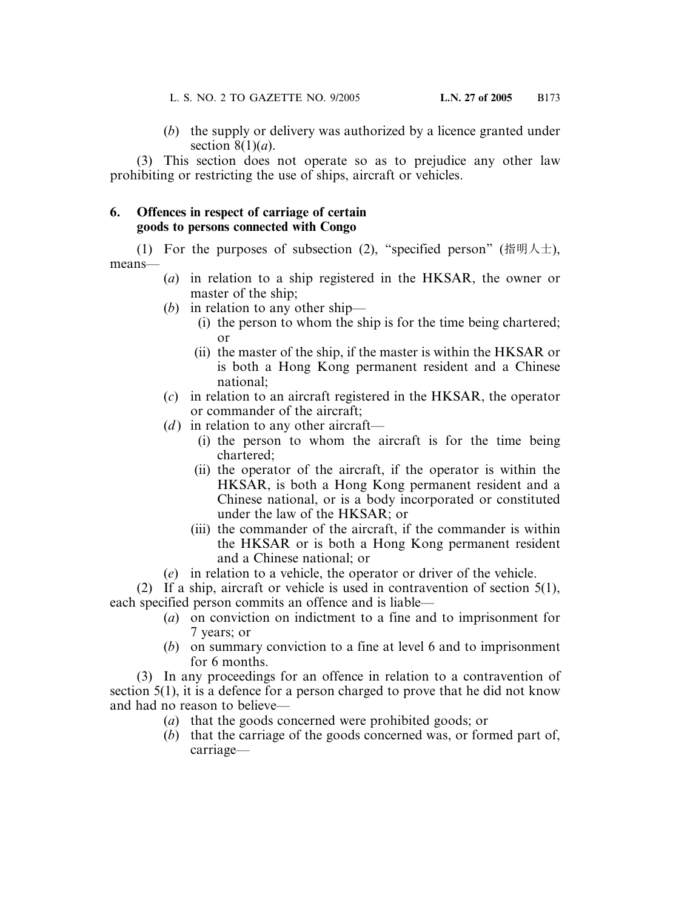(*b*) the supply or delivery was authorized by a licence granted under section 8(1)(*a*).

(3) This section does not operate so as to prejudice any other law prohibiting or restricting the use of ships, aircraft or vehicles.

**6. Offences in respect of carriage of certain goods to persons connected with Congo**

(1) For the purposes of subsection (2), "specified person" (指明人士), means—

(*a*) in relation to a ship registered in the HKSAR, the owner or master of the ship;

(*b*) in relation to any other ship—

(i) the person to whom the ship is for the time being chartered; or

(ii) the master of the ship, if the master is within the HKSAR or is both a Hong Kong permanent resident and a Chinese national;

(*c*) in relation to an aircraft registered in the HKSAR, the operator or commander of the aircraft;

(*d*) in relation to any other aircraft—

(i) the person to whom the aircraft is for the time being chartered;

(ii) the operator of the aircraft, if the operator is within the HKSAR, is both a Hong Kong permanent resident and a Chinese national, or is a body incorporated or constituted under the law of the HKSAR; or

(iii) the commander of the aircraft, if the commander is within the HKSAR or is both a Hong Kong permanent resident and a Chinese national; or

(*e*) in relation to a vehicle, the operator or driver of the vehicle.

(2) If a ship, aircraft or vehicle is used in contravention of section 5(1), each specified person commits an offence and is liable—

(*a*) on conviction on indictment to a fine and to imprisonment for 7 years; or

(*b*) on summary conviction to a fine at level 6 and to imprisonment for 6 months.

(3) In any proceedings for an offence in relation to a contravention of section 5(1), it is a defence for a person charged to prove that he did not know and had no reason to believe—

(*a*) that the goods concerned were prohibited goods; or

(*b*) that the carriage of the goods concerned was, or formed part of, carriage—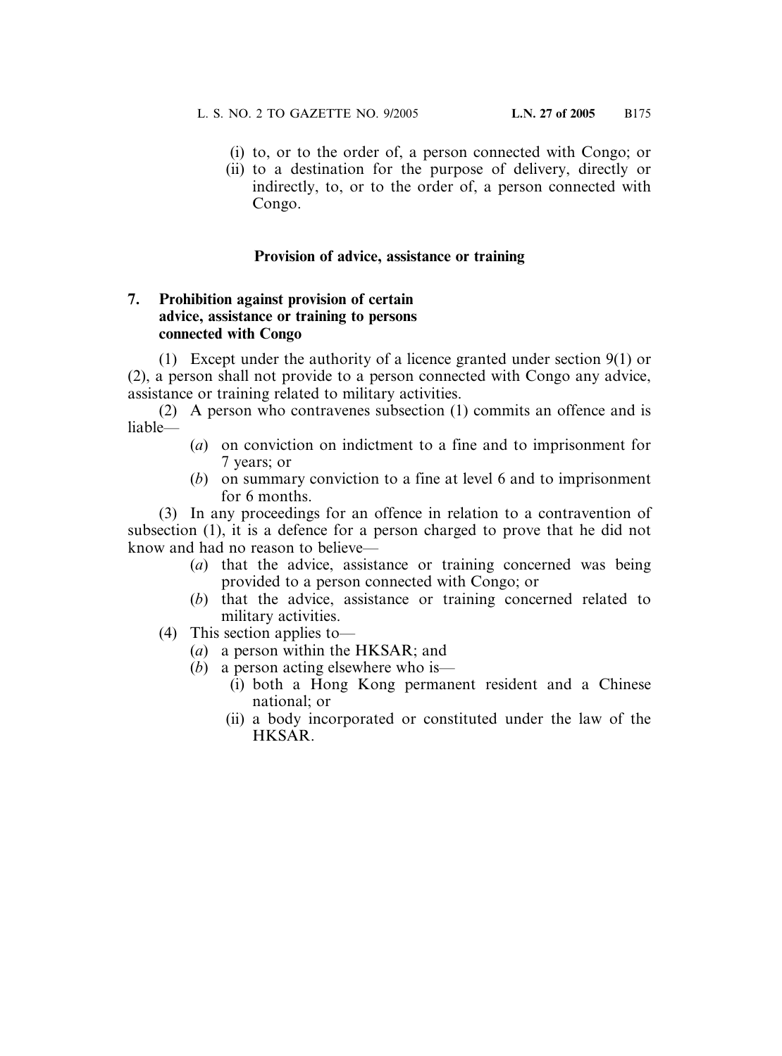(i) to, or to the order of, a person connected with Congo; or

(ii) to a destination for the purpose of delivery, directly or indirectly, to, or to the order of, a person connected with Congo.

**Provision of advice, assistance or training**

**7. Prohibition against provision of certain advice, assistance or training to persons connected with Congo**

(1) Except under the authority of a licence granted under section 9(1) or (2), a person shall not provide to a person connected with Congo any advice, assistance or training related to military activities.

(2) A person who contravenes subsection (1) commits an offence and is liable—

(*a*) on conviction on indictment to a fine and to imprisonment for 7 years; or

(*b*) on summary conviction to a fine at level 6 and to imprisonment for 6 months.

(3) In any proceedings for an offence in relation to a contravention of subsection (1), it is a defence for a person charged to prove that he did not know and had no reason to believe—

(*a*) that the advice, assistance or training concerned was being provided to a person connected with Congo; or

(*b*) that the advice, assistance or training concerned related to military activities.

(4) This section applies to—

(*a*) a person within the HKSAR; and

(*b*) a person acting elsewhere who is—

(i) both a Hong Kong permanent resident and a Chinese national; or

(ii) a body incorporated or constituted under the law of the HKSAR.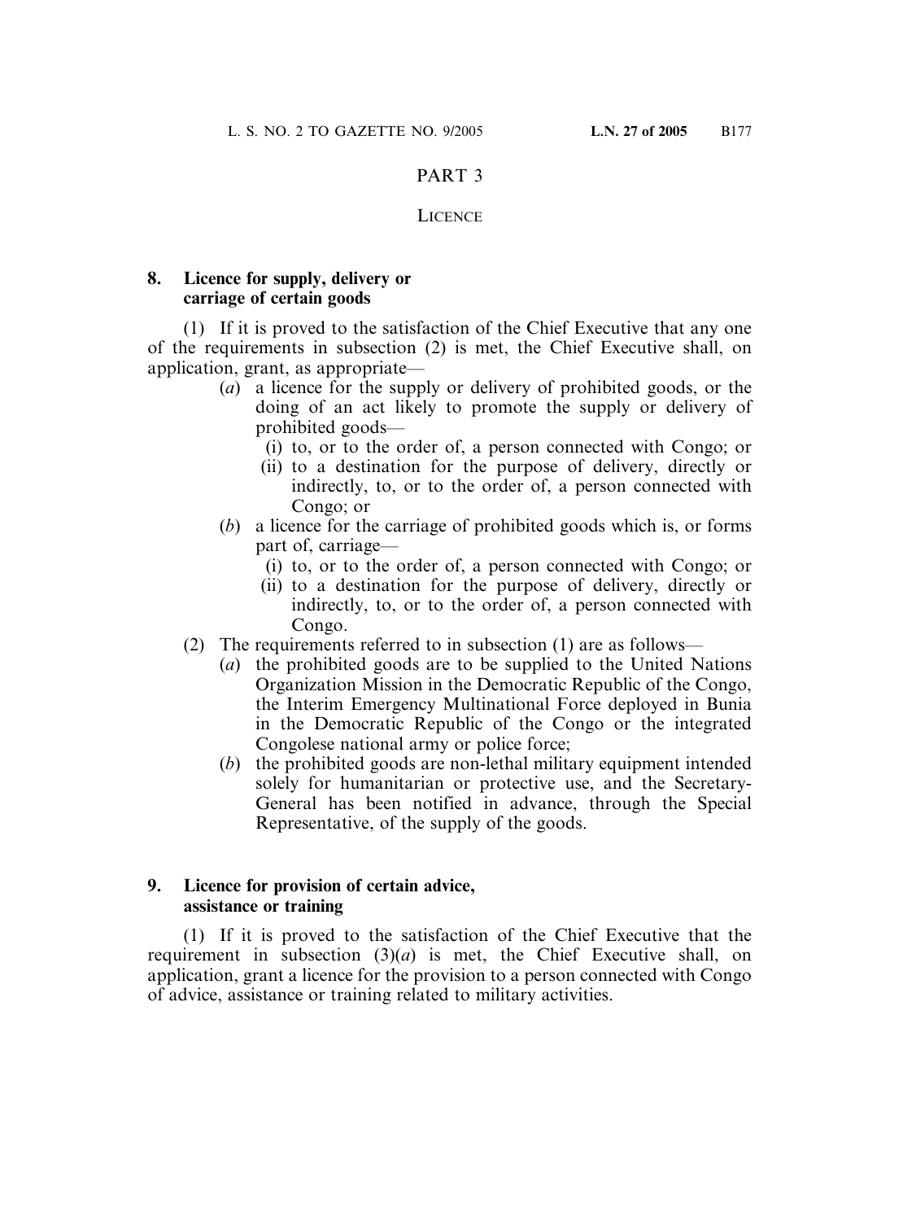## PART 3

### LICENCE

**8. Licence for supply, delivery or carriage of certain goods**

(1) If it is proved to the satisfaction of the Chief Executive that any one of the requirements in subsection (2) is met, the Chief Executive shall, on application, grant, as appropriate—

- (*a*) a licence for the supply or delivery of prohibited goods, or the doing of an act likely to promote the supply or delivery of prohibited goods—
  - (i) to, or to the order of, a person connected with Congo; or
  - (ii) to a destination for the purpose of delivery, directly or indirectly, to, or to the order of, a person connected with Congo; or
- (*b*) a licence for the carriage of prohibited goods which is, or forms part of, carriage—
  - (i) to, or to the order of, a person connected with Congo; or
  - (ii) to a destination for the purpose of delivery, directly or indirectly, to, or to the order of, a person connected with Congo.

(2) The requirements referred to in subsection (1) are as follows—

- (*a*) the prohibited goods are to be supplied to the United Nations Organization Mission in the Democratic Republic of the Congo, the Interim Emergency Multinational Force deployed in Bunia in the Democratic Republic of the Congo or the integrated Congolese national army or police force;
- (*b*) the prohibited goods are non-lethal military equipment intended solely for humanitarian or protective use, and the Secretary-General has been notified in advance, through the Special Representative, of the supply of the goods.

**9. Licence for provision of certain advice, assistance or training**

(1) If it is proved to the satisfaction of the Chief Executive that the requirement in subsection (3)(*a*) is met, the Chief Executive shall, on application, grant a licence for the provision to a person connected with Congo of advice, assistance or training related to military activities.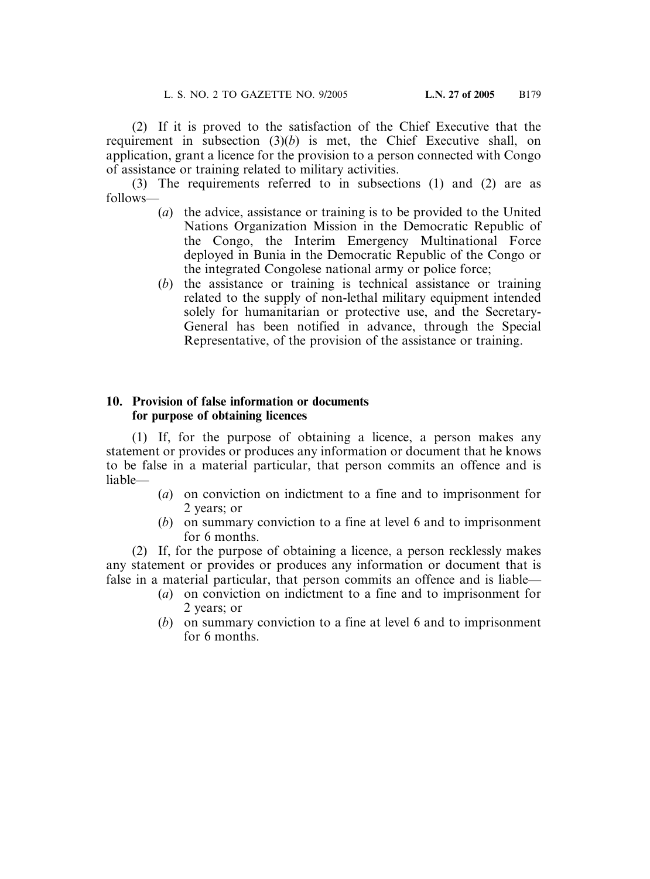(2) If it is proved to the satisfaction of the Chief Executive that the requirement in subsection (3)(*b*) is met, the Chief Executive shall, on application, grant a licence for the provision to a person connected with Congo of assistance or training related to military activities.

(3) The requirements referred to in subsections (1) and (2) are as follows—

(*a*) the advice, assistance or training is to be provided to the United Nations Organization Mission in the Democratic Republic of the Congo, the Interim Emergency Multinational Force deployed in Bunia in the Democratic Republic of the Congo or the integrated Congolese national army or police force;

(*b*) the assistance or training is technical assistance or training related to the supply of non-lethal military equipment intended solely for humanitarian or protective use, and the Secretary-General has been notified in advance, through the Special Representative, of the provision of the assistance or training.

**10. Provision of false information or documents for purpose of obtaining licences**

(1) If, for the purpose of obtaining a licence, a person makes any statement or provides or produces any information or document that he knows to be false in a material particular, that person commits an offence and is liable—

(*a*) on conviction on indictment to a fine and to imprisonment for 2 years; or

(*b*) on summary conviction to a fine at level 6 and to imprisonment for 6 months.

(2) If, for the purpose of obtaining a licence, a person recklessly makes any statement or provides or produces any information or document that is false in a material particular, that person commits an offence and is liable—

(*a*) on conviction on indictment to a fine and to imprisonment for 2 years; or

(*b*) on summary conviction to a fine at level 6 and to imprisonment for 6 months.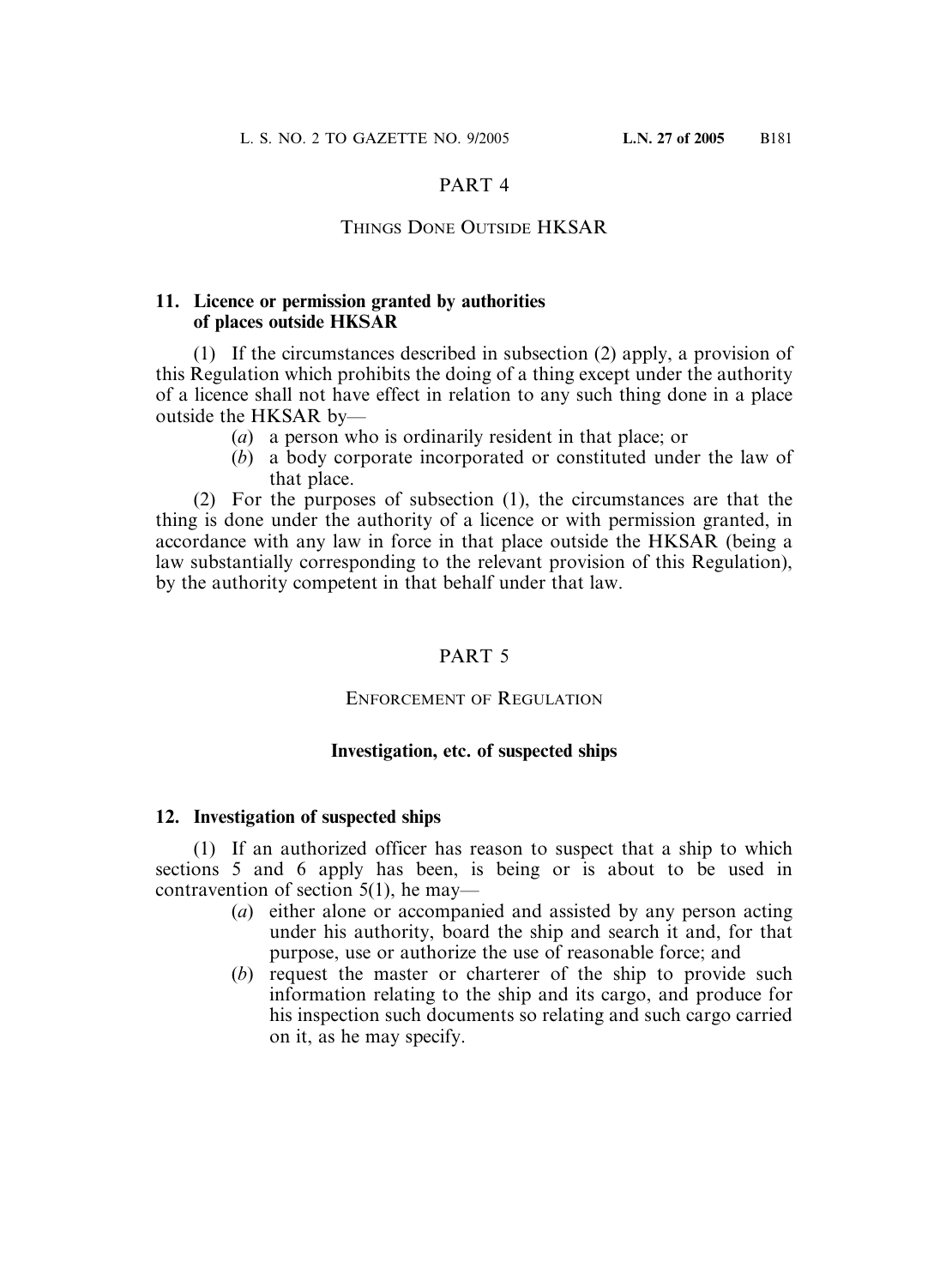## PART 4

### THINGS DONE OUTSIDE HKSAR

**11. Licence or permission granted by authorities of places outside HKSAR**

(1) If the circumstances described in subsection (2) apply, a provision of this Regulation which prohibits the doing of a thing except under the authority of a licence shall not have effect in relation to any such thing done in a place outside the HKSAR by—

(*a*) a person who is ordinarily resident in that place; or

(*b*) a body corporate incorporated or constituted under the law of that place.

(2) For the purposes of subsection (1), the circumstances are that the thing is done under the authority of a licence or with permission granted, in accordance with any law in force in that place outside the HKSAR (being a law substantially corresponding to the relevant provision of this Regulation), by the authority competent in that behalf under that law.

## PART 5

### ENFORCEMENT OF REGULATION

**Investigation, etc. of suspected ships**

**12. Investigation of suspected ships**

(1) If an authorized officer has reason to suspect that a ship to which sections 5 and 6 apply has been, is being or is about to be used in contravention of section 5(1), he may—

(*a*) either alone or accompanied and assisted by any person acting under his authority, board the ship and search it and, for that purpose, use or authorize the use of reasonable force; and

(*b*) request the master or charterer of the ship to provide such information relating to the ship and its cargo, and produce for his inspection such documents so relating and such cargo carried on it, as he may specify.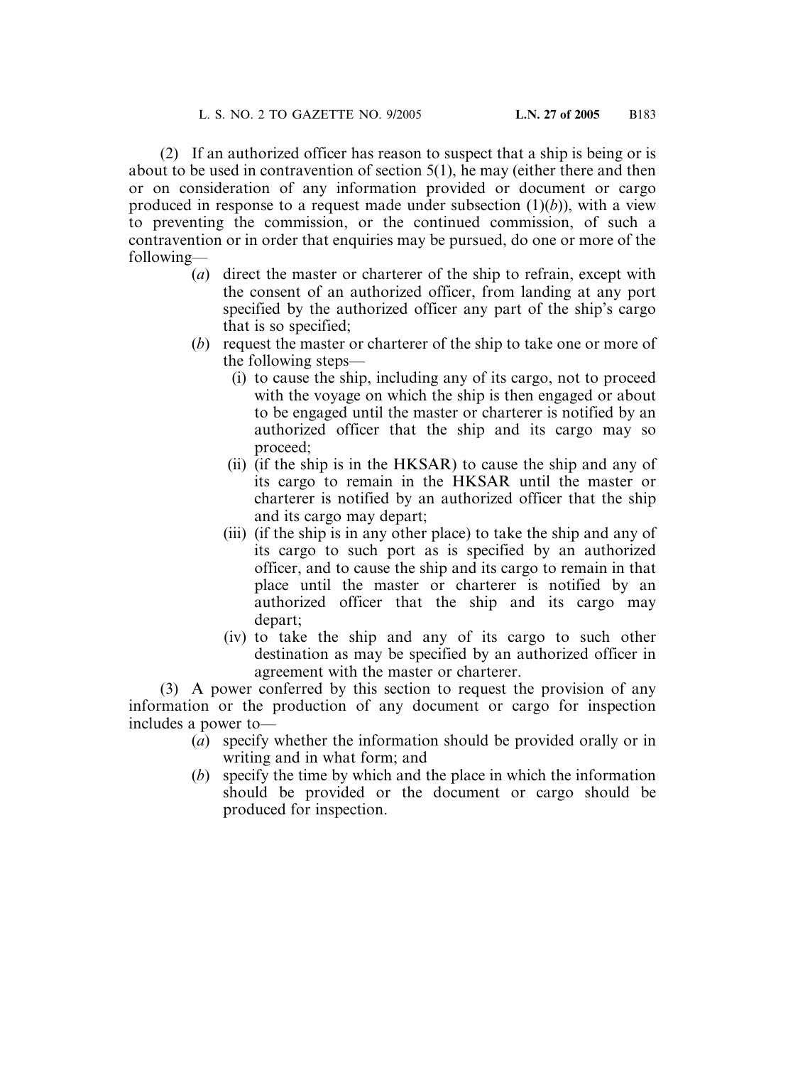(2) If an authorized officer has reason to suspect that a ship is being or is about to be used in contravention of section 5(1), he may (either there and then or on consideration of any information provided or document or cargo produced in response to a request made under subsection (1)(*b*)), with a view to preventing the commission, or the continued commission, of such a contravention or in order that enquiries may be pursued, do one or more of the following—

- (*a*) direct the master or charterer of the ship to refrain, except with the consent of an authorized officer, from landing at any port specified by the authorized officer any part of the ship's cargo that is so specified;
- (*b*) request the master or charterer of the ship to take one or more of the following steps—
  - (i) to cause the ship, including any of its cargo, not to proceed with the voyage on which the ship is then engaged or about to be engaged until the master or charterer is notified by an authorized officer that the ship and its cargo may so proceed;
  - (ii) (if the ship is in the HKSAR) to cause the ship and any of its cargo to remain in the HKSAR until the master or charterer is notified by an authorized officer that the ship and its cargo may depart;
  - (iii) (if the ship is in any other place) to take the ship and any of its cargo to such port as is specified by an authorized officer, and to cause the ship and its cargo to remain in that place until the master or charterer is notified by an authorized officer that the ship and its cargo may depart;
  - (iv) to take the ship and any of its cargo to such other destination as may be specified by an authorized officer in agreement with the master or charterer.

(3) A power conferred by this section to request the provision of any information or the production of any document or cargo for inspection includes a power to—

- (*a*) specify whether the information should be provided orally or in writing and in what form; and
- (*b*) specify the time by which and the place in which the information should be provided or the document or cargo should be produced for inspection.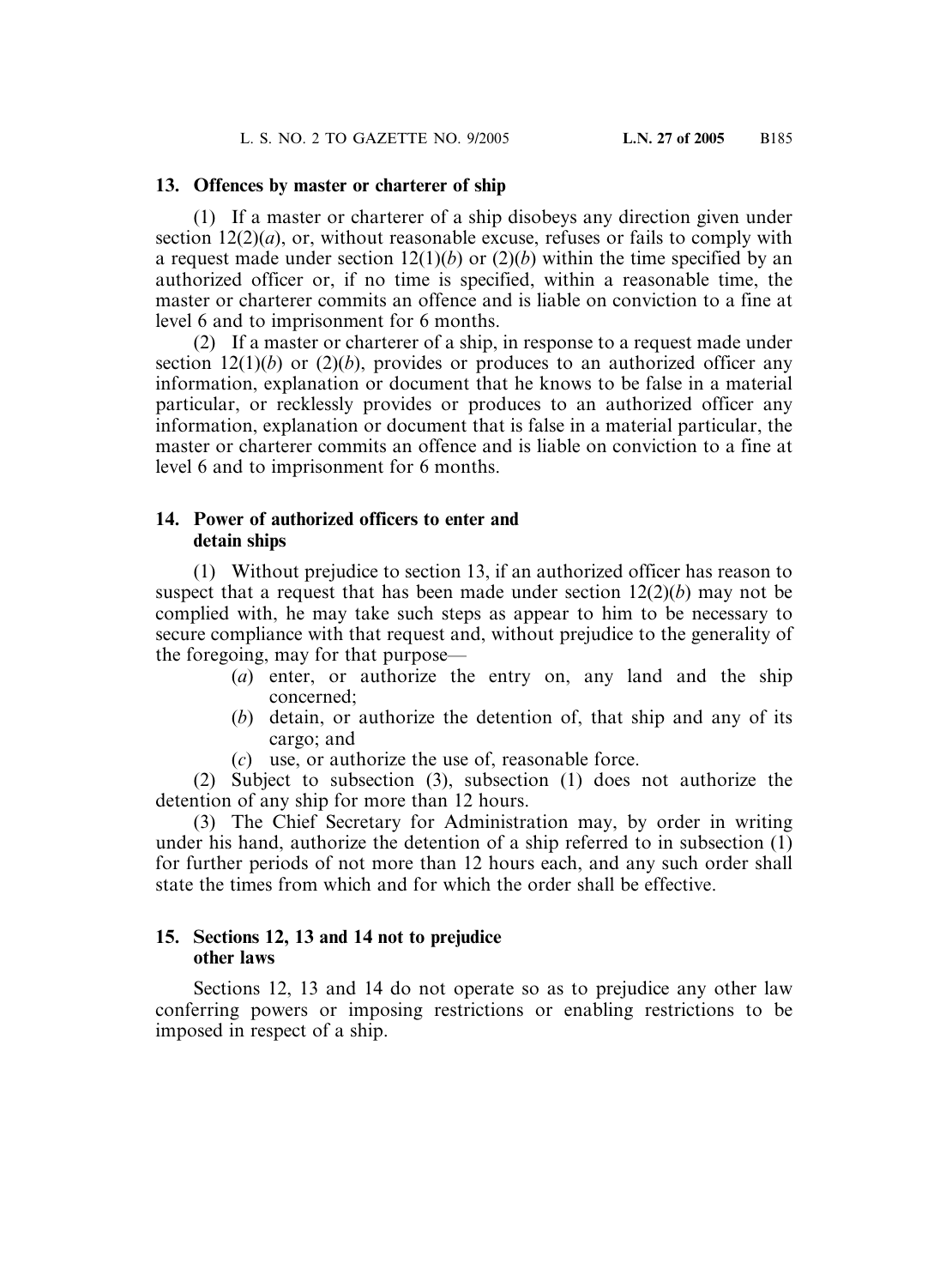### 13. Offences by master or charterer of ship

(1) If a master or charterer of a ship disobeys any direction given under section 12(2)(*a*), or, without reasonable excuse, refuses or fails to comply with a request made under section 12(1)(*b*) or (2)(*b*) within the time specified by an authorized officer or, if no time is specified, within a reasonable time, the master or charterer commits an offence and is liable on conviction to a fine at level 6 and to imprisonment for 6 months.

(2) If a master or charterer of a ship, in response to a request made under section 12(1)(*b*) or (2)(*b*), provides or produces to an authorized officer any information, explanation or document that he knows to be false in a material particular, or recklessly provides or produces to an authorized officer any information, explanation or document that is false in a material particular, the master or charterer commits an offence and is liable on conviction to a fine at level 6 and to imprisonment for 6 months.

### 14. Power of authorized officers to enter and detain ships

(1) Without prejudice to section 13, if an authorized officer has reason to suspect that a request that has been made under section 12(2)(*b*) may not be complied with, he may take such steps as appear to him to be necessary to secure compliance with that request and, without prejudice to the generality of the foregoing, may for that purpose—

- (*a*) enter, or authorize the entry on, any land and the ship concerned;
- (*b*) detain, or authorize the detention of, that ship and any of its cargo; and
- (*c*) use, or authorize the use of, reasonable force.

(2) Subject to subsection (3), subsection (1) does not authorize the detention of any ship for more than 12 hours.

(3) The Chief Secretary for Administration may, by order in writing under his hand, authorize the detention of a ship referred to in subsection (1) for further periods of not more than 12 hours each, and any such order shall state the times from which and for which the order shall be effective.

### 15. Sections 12, 13 and 14 not to prejudice other laws

Sections 12, 13 and 14 do not operate so as to prejudice any other law conferring powers or imposing restrictions or enabling restrictions to be imposed in respect of a ship.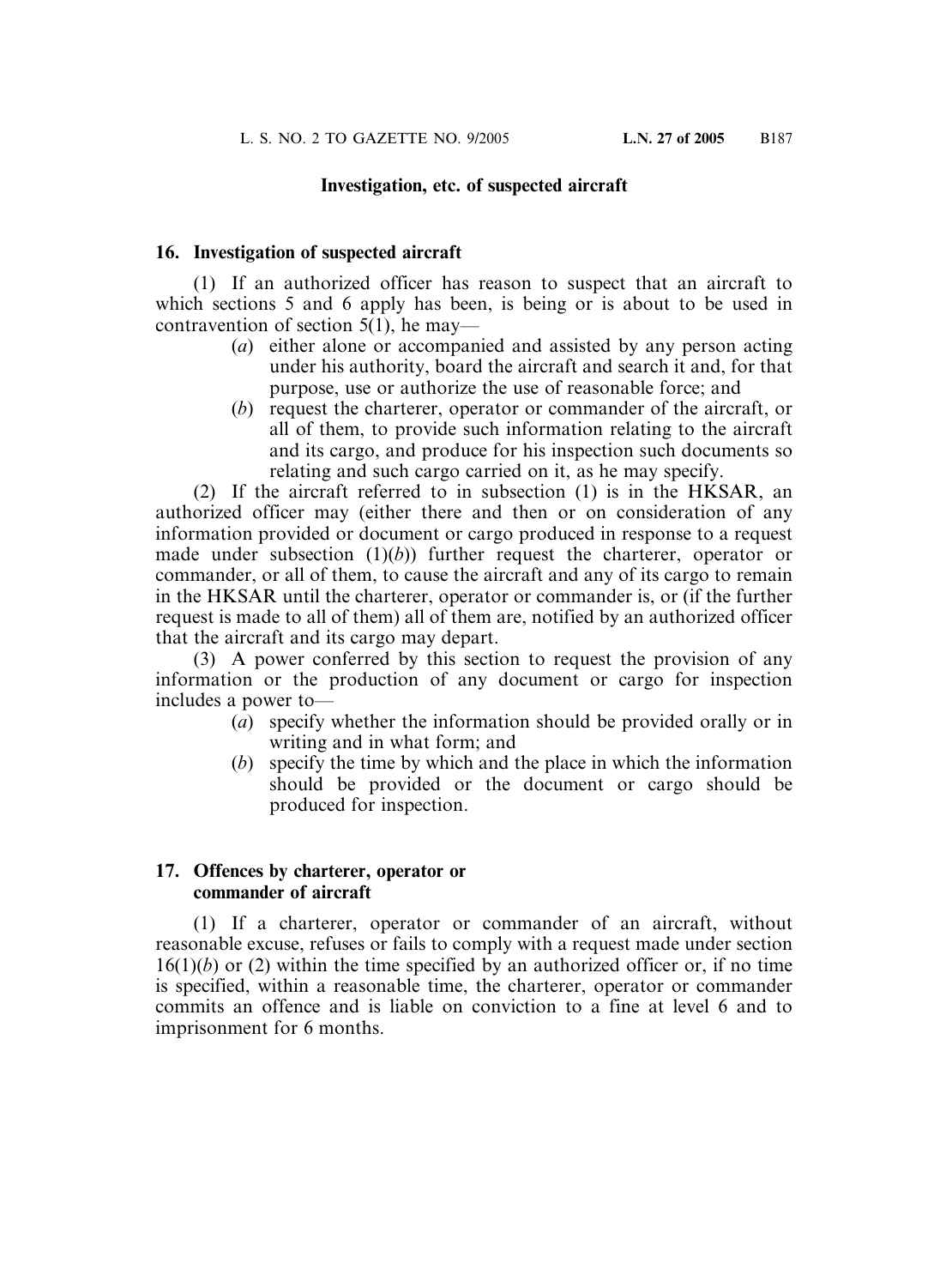## Investigation, etc. of suspected aircraft

### 16. Investigation of suspected aircraft

(1) If an authorized officer has reason to suspect that an aircraft to which sections 5 and 6 apply has been, is being or is about to be used in contravention of section 5(1), he may—

- (*a*) either alone or accompanied and assisted by any person acting under his authority, board the aircraft and search it and, for that purpose, use or authorize the use of reasonable force; and
- (*b*) request the charterer, operator or commander of the aircraft, or all of them, to provide such information relating to the aircraft and its cargo, and produce for his inspection such documents so relating and such cargo carried on it, as he may specify.

(2) If the aircraft referred to in subsection (1) is in the HKSAR, an authorized officer may (either there and then or on consideration of any information provided or document or cargo produced in response to a request made under subsection (1)(*b*)) further request the charterer, operator or commander, or all of them, to cause the aircraft and any of its cargo to remain in the HKSAR until the charterer, operator or commander is, or (if the further request is made to all of them) all of them are, notified by an authorized officer that the aircraft and its cargo may depart.

(3) A power conferred by this section to request the provision of any information or the production of any document or cargo for inspection includes a power to—

- (*a*) specify whether the information should be provided orally or in writing and in what form; and
- (*b*) specify the time by which and the place in which the information should be provided or the document or cargo should be produced for inspection.

### 17. Offences by charterer, operator or commander of aircraft

(1) If a charterer, operator or commander of an aircraft, without reasonable excuse, refuses or fails to comply with a request made under section 16(1)(*b*) or (2) within the time specified by an authorized officer or, if no time is specified, within a reasonable time, the charterer, operator or commander commits an offence and is liable on conviction to a fine at level 6 and to imprisonment for 6 months.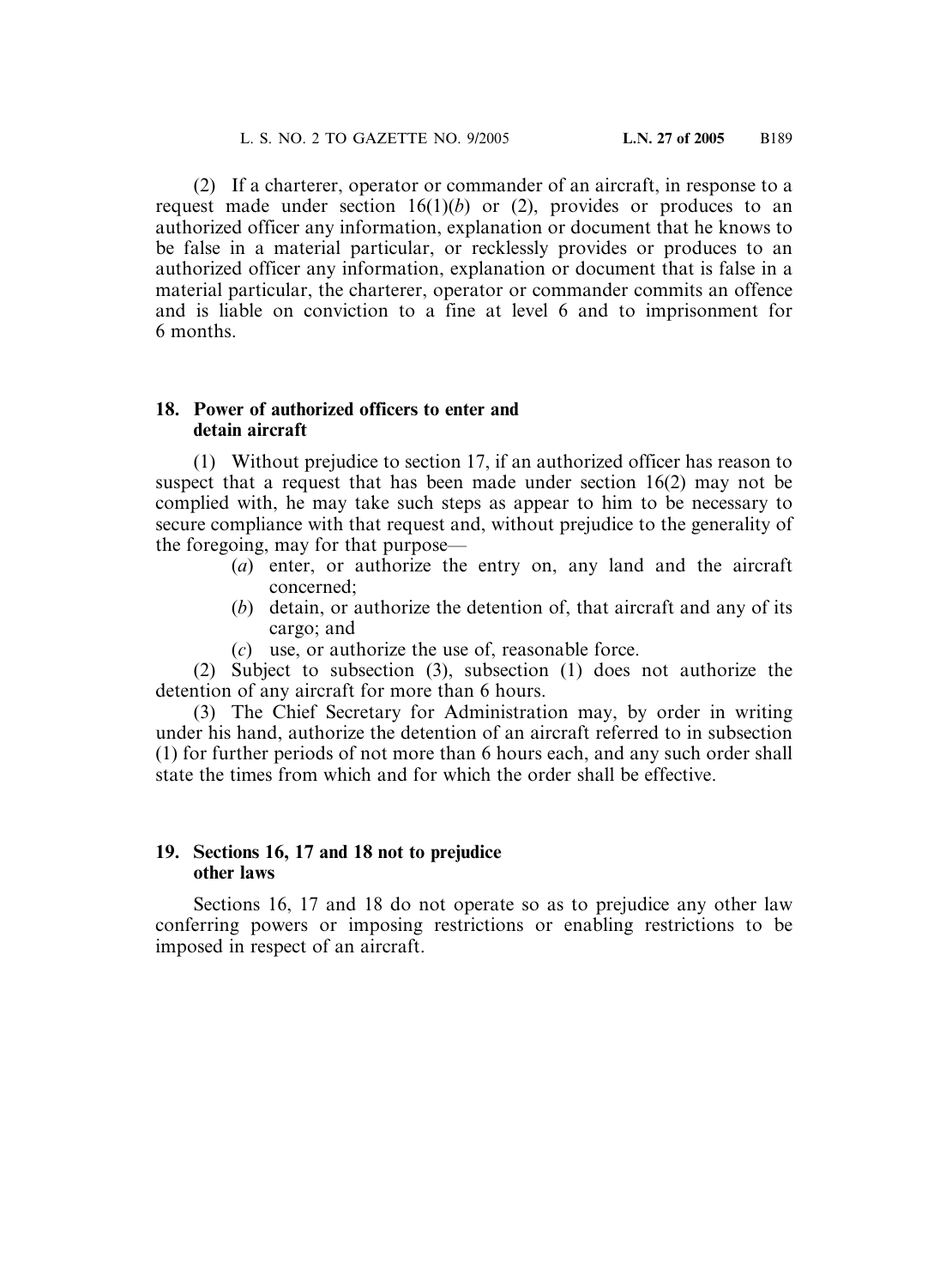(2) If a charterer, operator or commander of an aircraft, in response to a request made under section 16(1)(*b*) or (2), provides or produces to an authorized officer any information, explanation or document that he knows to be false in a material particular, or recklessly provides or produces to an authorized officer any information, explanation or document that is false in a material particular, the charterer, operator or commander commits an offence and is liable on conviction to a fine at level 6 and to imprisonment for 6 months.

**18. Power of authorized officers to enter and detain aircraft**

(1) Without prejudice to section 17, if an authorized officer has reason to suspect that a request that has been made under section 16(2) may not be complied with, he may take such steps as appear to him to be necessary to secure compliance with that request and, without prejudice to the generality of the foregoing, may for that purpose—

- (*a*) enter, or authorize the entry on, any land and the aircraft concerned;
- (*b*) detain, or authorize the detention of, that aircraft and any of its cargo; and
- (*c*) use, or authorize the use of, reasonable force.

(2) Subject to subsection (3), subsection (1) does not authorize the detention of any aircraft for more than 6 hours.

(3) The Chief Secretary for Administration may, by order in writing under his hand, authorize the detention of an aircraft referred to in subsection (1) for further periods of not more than 6 hours each, and any such order shall state the times from which and for which the order shall be effective.

**19. Sections 16, 17 and 18 not to prejudice other laws**

Sections 16, 17 and 18 do not operate so as to prejudice any other law conferring powers or imposing restrictions or enabling restrictions to be imposed in respect of an aircraft.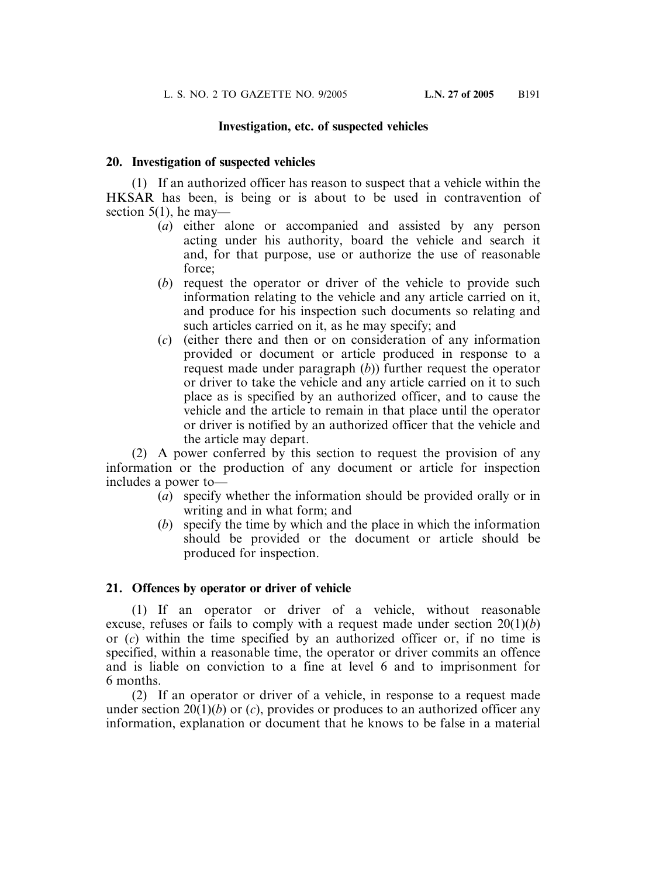**Investigation, etc. of suspected vehicles**

**20. Investigation of suspected vehicles**

(1) If an authorized officer has reason to suspect that a vehicle within the HKSAR has been, is being or is about to be used in contravention of section 5(1), he may—

- (*a*) either alone or accompanied and assisted by any person acting under his authority, board the vehicle and search it and, for that purpose, use or authorize the use of reasonable force;
- (*b*) request the operator or driver of the vehicle to provide such information relating to the vehicle and any article carried on it, and produce for his inspection such documents so relating and such articles carried on it, as he may specify; and
- (*c*) (either there and then or on consideration of any information provided or document or article produced in response to a request made under paragraph (*b*)) further request the operator or driver to take the vehicle and any article carried on it to such place as is specified by an authorized officer, and to cause the vehicle and the article to remain in that place until the operator or driver is notified by an authorized officer that the vehicle and the article may depart.

(2) A power conferred by this section to request the provision of any information or the production of any document or article for inspection includes a power to—

- (*a*) specify whether the information should be provided orally or in writing and in what form; and
- (*b*) specify the time by which and the place in which the information should be provided or the document or article should be produced for inspection.

**21. Offences by operator or driver of vehicle**

(1) If an operator or driver of a vehicle, without reasonable excuse, refuses or fails to comply with a request made under section 20(1)(*b*) or (*c*) within the time specified by an authorized officer or, if no time is specified, within a reasonable time, the operator or driver commits an offence and is liable on conviction to a fine at level 6 and to imprisonment for 6 months.

(2) If an operator or driver of a vehicle, in response to a request made under section 20(1)(*b*) or (*c*), provides or produces to an authorized officer any information, explanation or document that he knows to be false in a material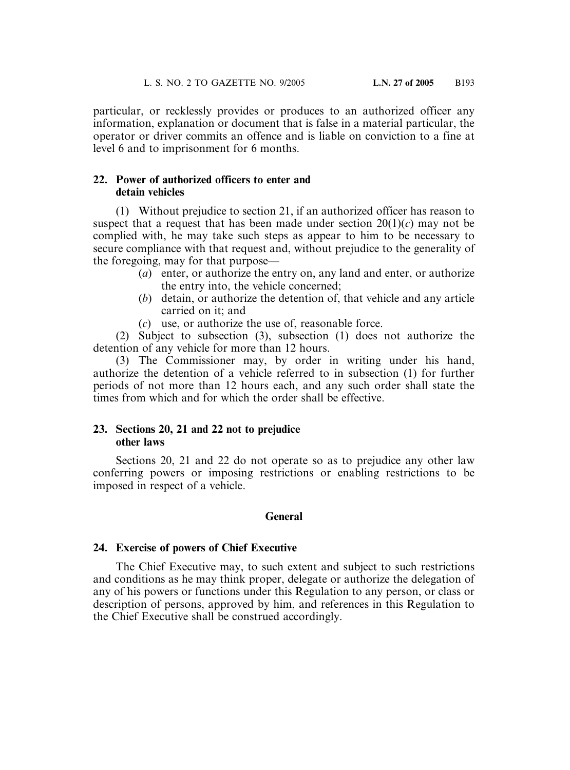particular, or recklessly provides or produces to an authorized officer any information, explanation or document that is false in a material particular, the operator or driver commits an offence and is liable on conviction to a fine at level 6 and to imprisonment for 6 months.

**22. Power of authorized officers to enter and detain vehicles**

(1) Without prejudice to section 21, if an authorized officer has reason to suspect that a request that has been made under section 20(1)(*c*) may not be complied with, he may take such steps as appear to him to be necessary to secure compliance with that request and, without prejudice to the generality of the foregoing, may for that purpose—

(*a*) enter, or authorize the entry on, any land and enter, or authorize the entry into, the vehicle concerned;

(*b*) detain, or authorize the detention of, that vehicle and any article carried on it; and

(*c*) use, or authorize the use of, reasonable force.

(2) Subject to subsection (3), subsection (1) does not authorize the detention of any vehicle for more than 12 hours.

(3) The Commissioner may, by order in writing under his hand, authorize the detention of a vehicle referred to in subsection (1) for further periods of not more than 12 hours each, and any such order shall state the times from which and for which the order shall be effective.

**23. Sections 20, 21 and 22 not to prejudice other laws**

Sections 20, 21 and 22 do not operate so as to prejudice any other law conferring powers or imposing restrictions or enabling restrictions to be imposed in respect of a vehicle.

**General**

**24. Exercise of powers of Chief Executive**

The Chief Executive may, to such extent and subject to such restrictions and conditions as he may think proper, delegate or authorize the delegation of any of his powers or functions under this Regulation to any person, or class or description of persons, approved by him, and references in this Regulation to the Chief Executive shall be construed accordingly.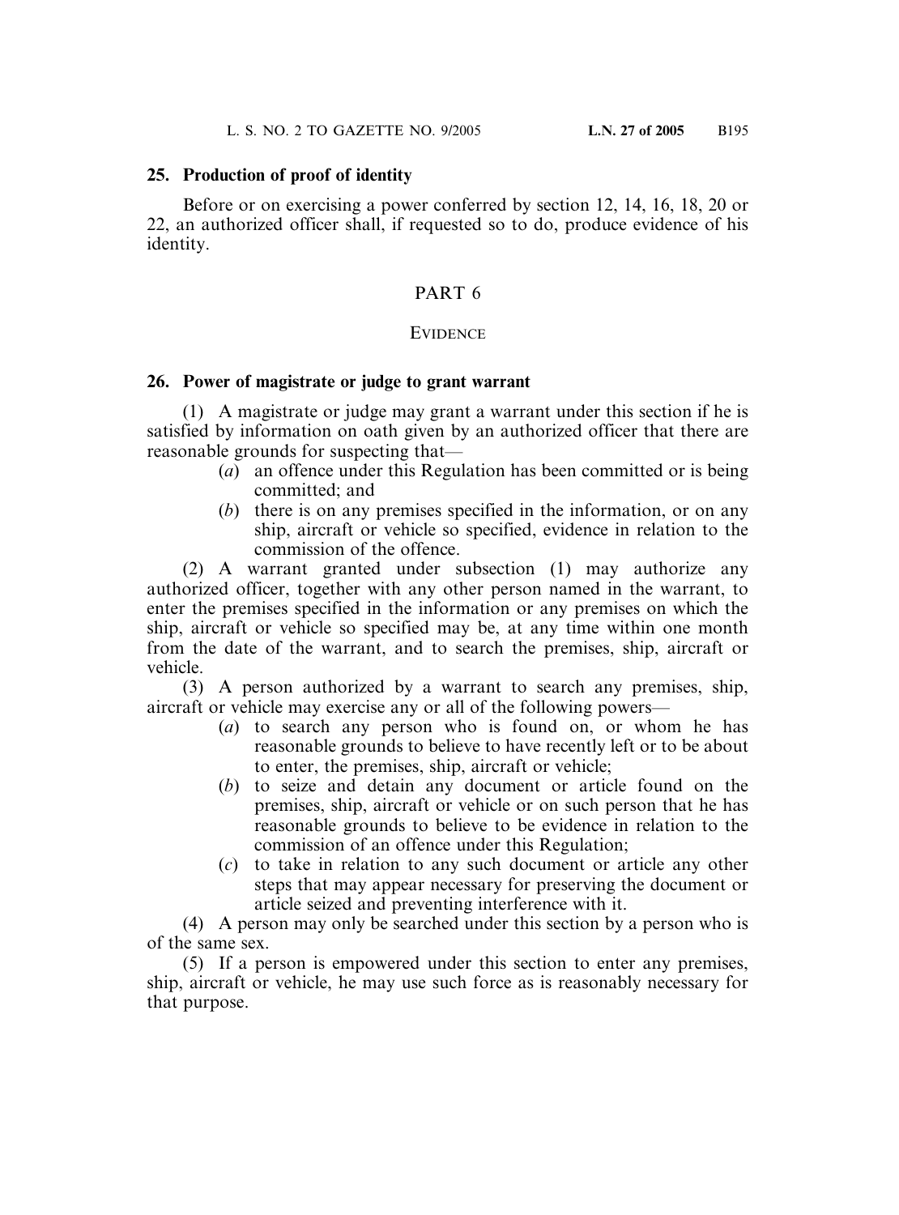### 25. Production of proof of identity

Before or on exercising a power conferred by section 12, 14, 16, 18, 20 or 22, an authorized officer shall, if requested so to do, produce evidence of his identity.

## PART 6

## EVIDENCE

### 26. Power of magistrate or judge to grant warrant

(1) A magistrate or judge may grant a warrant under this section if he is satisfied by information on oath given by an authorized officer that there are reasonable grounds for suspecting that—

- (*a*) an offence under this Regulation has been committed or is being committed; and
- (*b*) there is on any premises specified in the information, or on any ship, aircraft or vehicle so specified, evidence in relation to the commission of the offence.

(2) A warrant granted under subsection (1) may authorize any authorized officer, together with any other person named in the warrant, to enter the premises specified in the information or any premises on which the ship, aircraft or vehicle so specified may be, at any time within one month from the date of the warrant, and to search the premises, ship, aircraft or vehicle.

(3) A person authorized by a warrant to search any premises, ship, aircraft or vehicle may exercise any or all of the following powers—

- (*a*) to search any person who is found on, or whom he has reasonable grounds to believe to have recently left or to be about to enter, the premises, ship, aircraft or vehicle;
- (*b*) to seize and detain any document or article found on the premises, ship, aircraft or vehicle or on such person that he has reasonable grounds to believe to be evidence in relation to the commission of an offence under this Regulation;
- (*c*) to take in relation to any such document or article any other steps that may appear necessary for preserving the document or article seized and preventing interference with it.

(4) A person may only be searched under this section by a person who is of the same sex.

(5) If a person is empowered under this section to enter any premises, ship, aircraft or vehicle, he may use such force as is reasonably necessary for that purpose.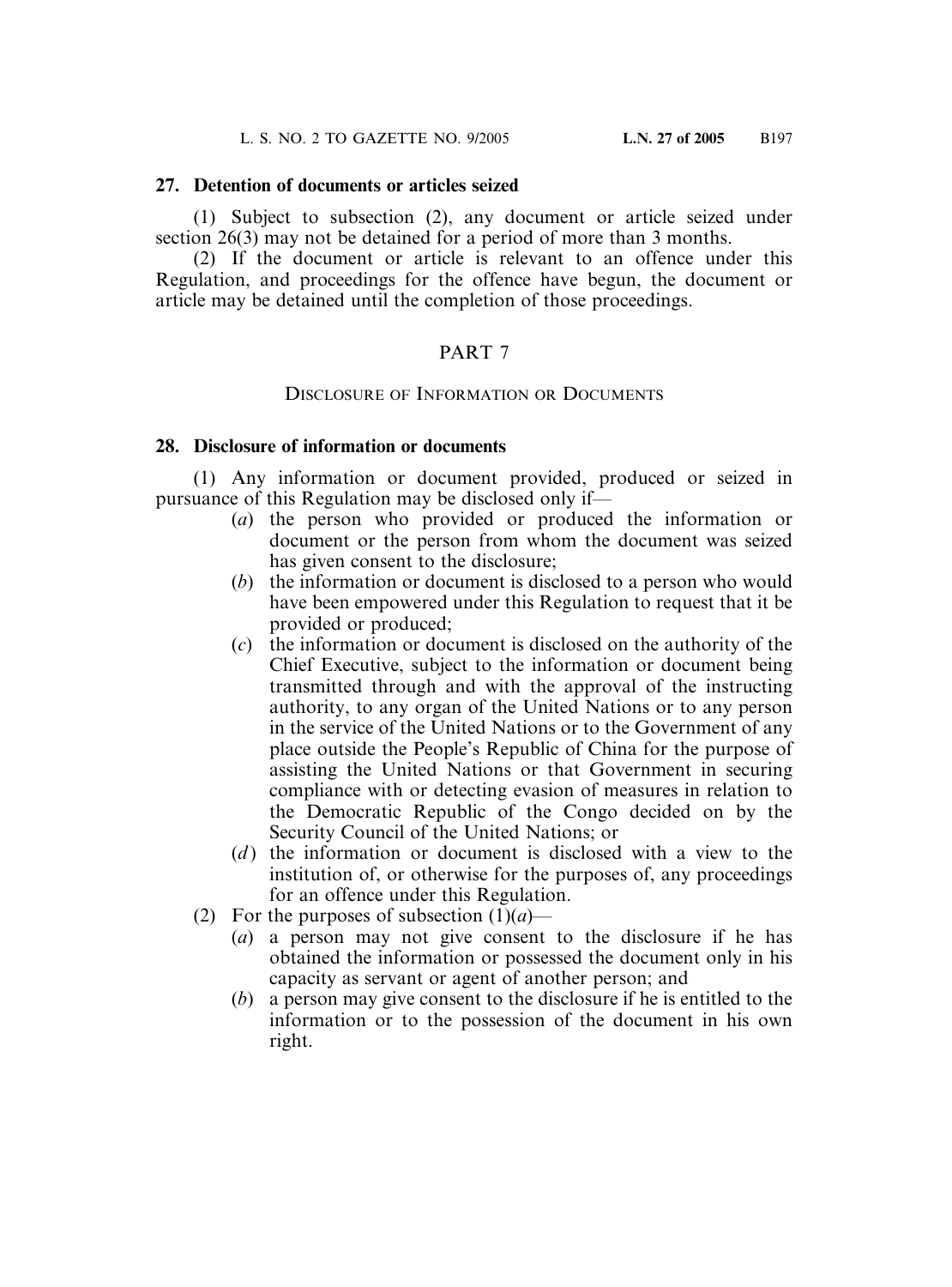### 27. Detention of documents or articles seized

(1) Subject to subsection (2), any document or article seized under section 26(3) may not be detained for a period of more than 3 months.

(2) If the document or article is relevant to an offence under this Regulation, and proceedings for the offence have begun, the document or article may be detained until the completion of those proceedings.

## PART 7

## DISCLOSURE OF INFORMATION OR DOCUMENTS

### 28. Disclosure of information or documents

(1) Any information or document provided, produced or seized in pursuance of this Regulation may be disclosed only if—

(*a*) the person who provided or produced the information or document or the person from whom the document was seized has given consent to the disclosure;

(*b*) the information or document is disclosed to a person who would have been empowered under this Regulation to request that it be provided or produced;

(*c*) the information or document is disclosed on the authority of the Chief Executive, subject to the information or document being transmitted through and with the approval of the instructing authority, to any organ of the United Nations or to any person in the service of the United Nations or to the Government of any place outside the People's Republic of China for the purpose of assisting the United Nations or that Government in securing compliance with or detecting evasion of measures in relation to the Democratic Republic of the Congo decided on by the Security Council of the United Nations; or

(*d*) the information or document is disclosed with a view to the institution of, or otherwise for the purposes of, any proceedings for an offence under this Regulation.

(2) For the purposes of subsection (1)(*a*)—

(*a*) a person may not give consent to the disclosure if he has obtained the information or possessed the document only in his capacity as servant or agent of another person; and

(*b*) a person may give consent to the disclosure if he is entitled to the information or to the possession of the document in his own right.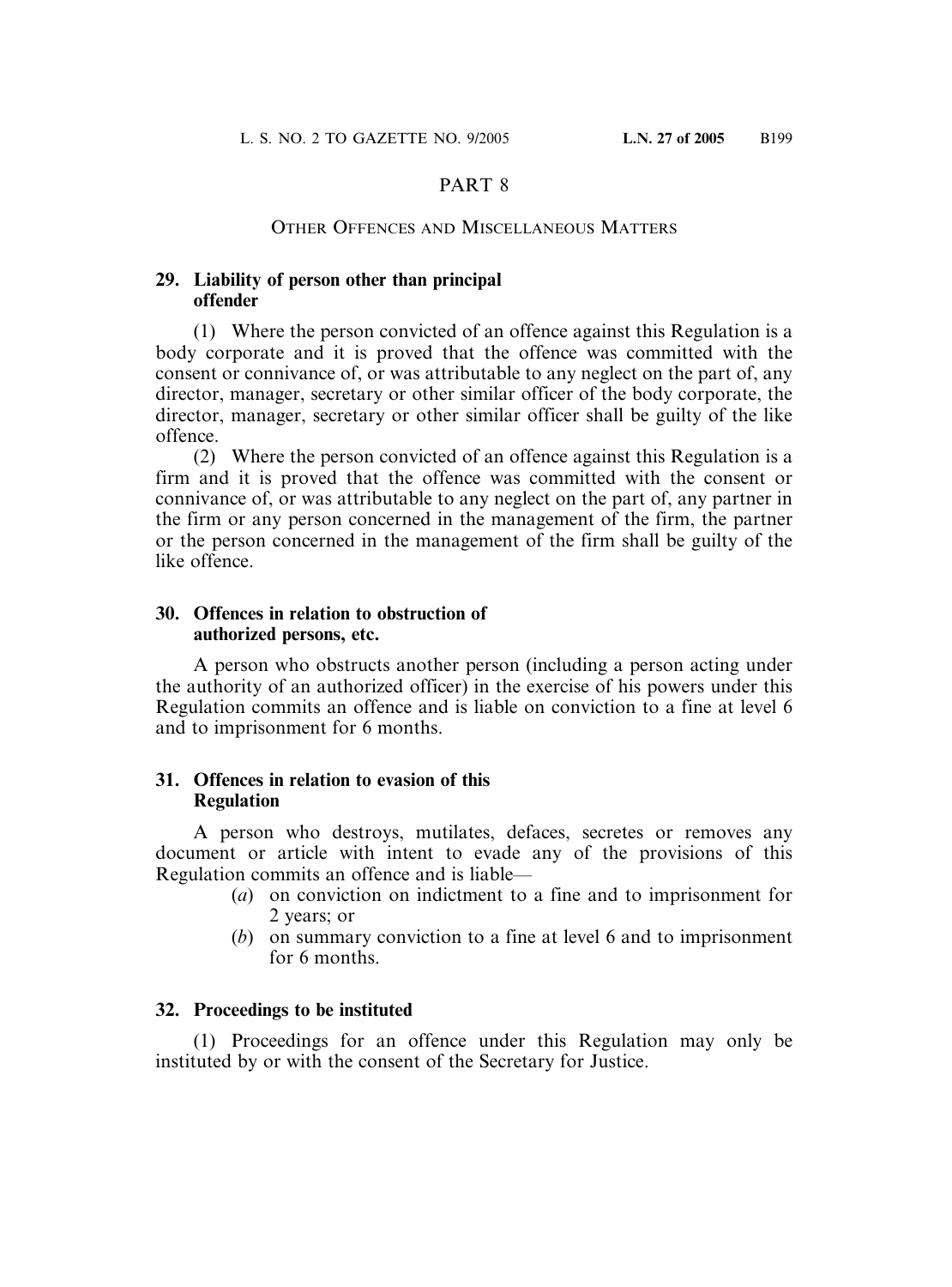## PART 8

### OTHER OFFENCES AND MISCELLANEOUS MATTERS

**29. Liability of person other than principal offender**

(1) Where the person convicted of an offence against this Regulation is a body corporate and it is proved that the offence was committed with the consent or connivance of, or was attributable to any neglect on the part of, any director, manager, secretary or other similar officer of the body corporate, the director, manager, secretary or other similar officer shall be guilty of the like offence.

(2) Where the person convicted of an offence against this Regulation is a firm and it is proved that the offence was committed with the consent or connivance of, or was attributable to any neglect on the part of, any partner in the firm or any person concerned in the management of the firm, the partner or the person concerned in the management of the firm shall be guilty of the like offence.

**30. Offences in relation to obstruction of authorized persons, etc.**

A person who obstructs another person (including a person acting under the authority of an authorized officer) in the exercise of his powers under this Regulation commits an offence and is liable on conviction to a fine at level 6 and to imprisonment for 6 months.

**31. Offences in relation to evasion of this Regulation**

A person who destroys, mutilates, defaces, secretes or removes any document or article with intent to evade any of the provisions of this Regulation commits an offence and is liable—

(*a*) on conviction on indictment to a fine and to imprisonment for 2 years; or

(*b*) on summary conviction to a fine at level 6 and to imprisonment for 6 months.

**32. Proceedings to be instituted**

(1) Proceedings for an offence under this Regulation may only be instituted by or with the consent of the Secretary for Justice.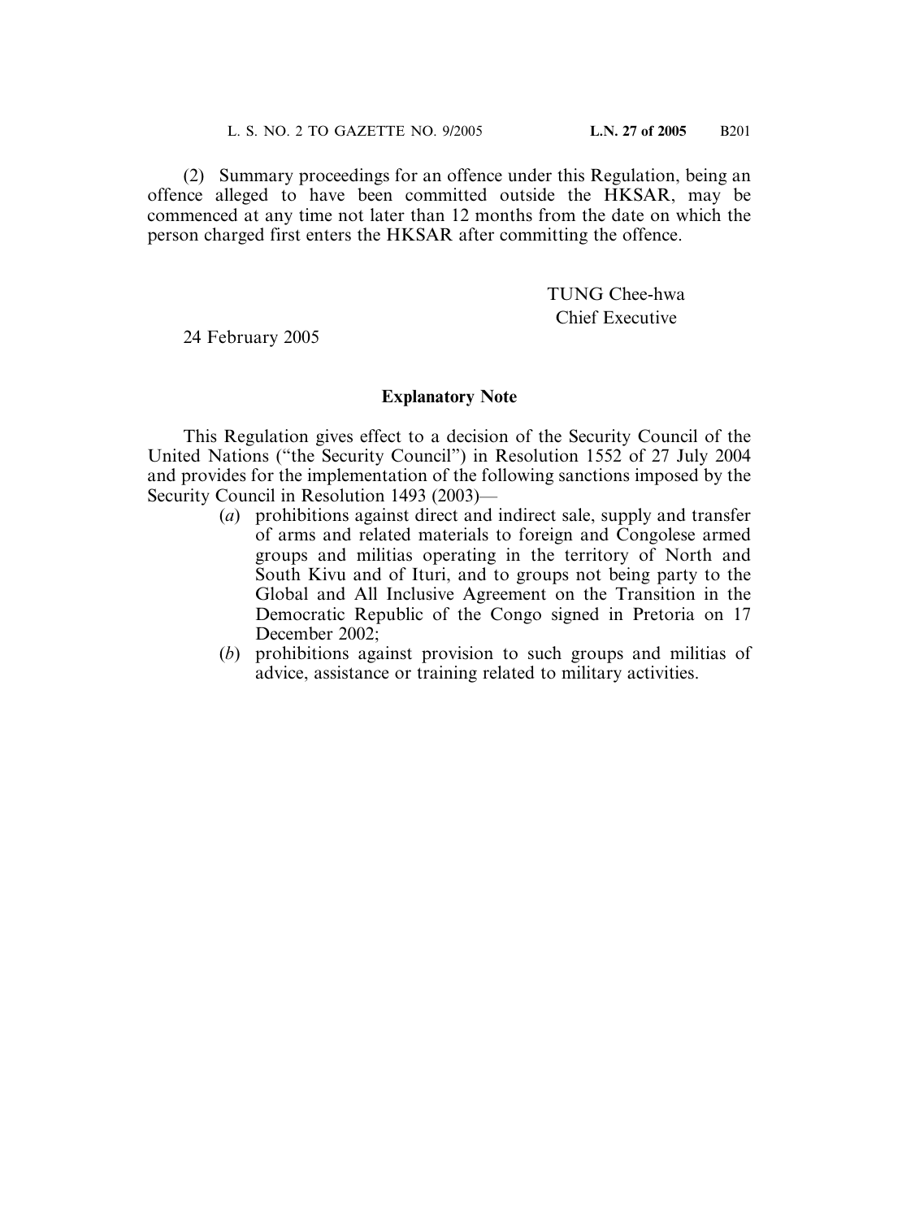(2) Summary proceedings for an offence under this Regulation, being an offence alleged to have been committed outside the HKSAR, may be commenced at any time not later than 12 months from the date on which the person charged first enters the HKSAR after committing the offence.

TUNG Chee-hwa
Chief Executive

24 February 2005

## Explanatory Note

This Regulation gives effect to a decision of the Security Council of the United Nations ("the Security Council") in Resolution 1552 of 27 July 2004 and provides for the implementation of the following sanctions imposed by the Security Council in Resolution 1493 (2003)—

(*a*) prohibitions against direct and indirect sale, supply and transfer of arms and related materials to foreign and Congolese armed groups and militias operating in the territory of North and South Kivu and of Ituri, and to groups not being party to the Global and All Inclusive Agreement on the Transition in the Democratic Republic of the Congo signed in Pretoria on 17 December 2002;

(*b*) prohibitions against provision to such groups and militias of advice, assistance or training related to military activities.